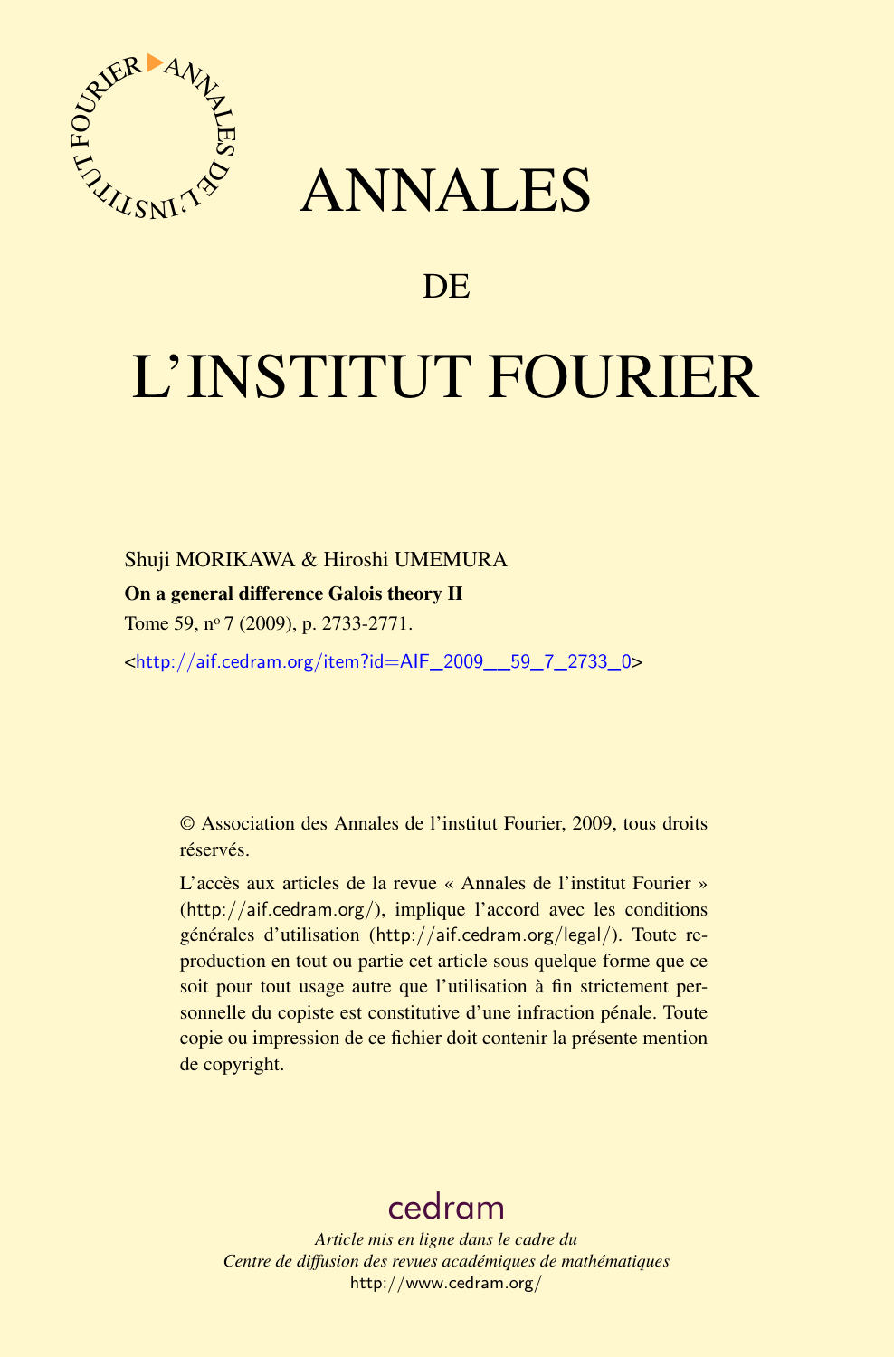# ANNALES

# DE

# L'INSTITUT FOURIER

Shuji MORIKAWA & Hiroshi UMEMURA

**On a general difference Galois theory II**

Tome 59, nº 7 (2009), p. 2733-2771.

<http://aif.cedram.org/item?id=AIF_2009__59_7_2733_0>

© Association des Annales de l'institut Fourier, 2009, tous droits réservés.

L'accès aux articles de la revue « Annales de l'institut Fourier » (http://aif.cedram.org/), implique l'accord avec les conditions générales d'utilisation (http://aif.cedram.org/legal/). Toute reproduction en tout ou partie cet article sous quelque forme que ce soit pour tout usage autre que l'utilisation à fin strictement personnelle du copiste est constitutive d'une infraction pénale. Toute copie ou impression de ce fichier doit contenir la présente mention de copyright.

cedram

*Article mis en ligne dans le cadre du*
*Centre de diffusion des revues académiques de mathématiques*
http://www.cedram.org/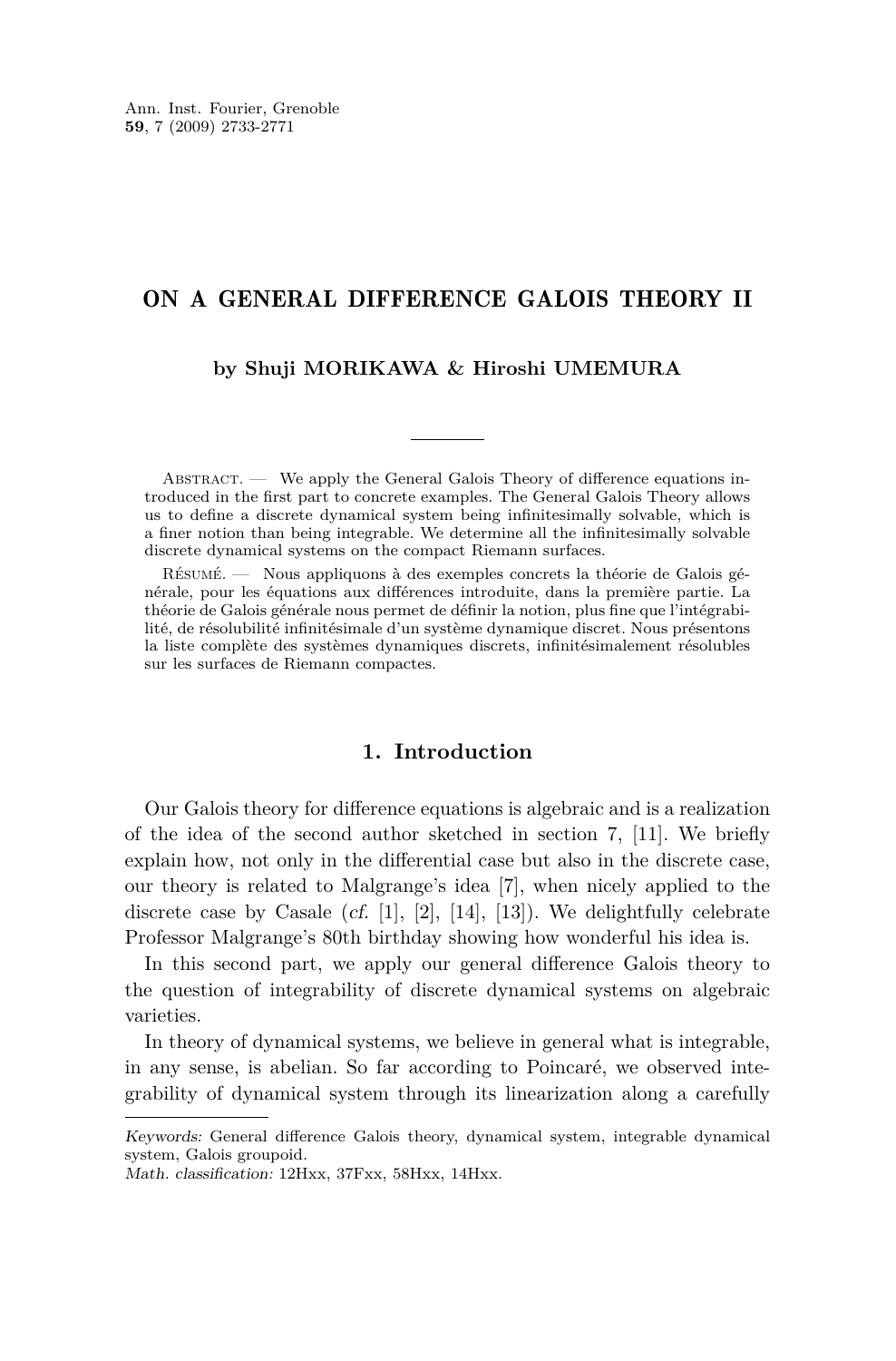# ON A GENERAL DIFFERENCE GALOIS THEORY II

**by Shuji MORIKAWA & Hiroshi UMEMURA**

Abstract. — We apply the General Galois Theory of difference equations introduced in the first part to concrete examples. The General Galois Theory allows us to define a discrete dynamical system being infinitesimally solvable, which is a finer notion than being integrable. We determine all the infinitesimally solvable discrete dynamical systems on the compact Riemann surfaces.

Résumé. — Nous appliquons à des exemples concrets la théorie de Galois générale, pour les équations aux différences introduite, dans la première partie. La théorie de Galois générale nous permet de définir la notion, plus fine que l'intégrabilité, de résolubilité infinitésimale d'un système dynamique discret. Nous présentons la liste complète des systèmes dynamiques discrets, infinitésimalement résolubles sur les surfaces de Riemann compactes.

## 1. Introduction

Our Galois theory for difference equations is algebraic and is a realization of the idea of the second author sketched in section 7, [11]. We briefly explain how, not only in the differential case but also in the discrete case, our theory is related to Malgrange's idea [7], when nicely applied to the discrete case by Casale (*cf.* [1], [2], [14], [13]). We delightfully celebrate Professor Malgrange's 80th birthday showing how wonderful his idea is.

In this second part, we apply our general difference Galois theory to the question of integrability of discrete dynamical systems on algebraic varieties.

In theory of dynamical systems, we believe in general what is integrable, in any sense, is abelian. So far according to Poincaré, we observed integrability of dynamical system through its linearization along a carefully

*Keywords:* General difference Galois theory, dynamical system, integrable dynamical system, Galois groupoid.
*Math. classification:* 12Hxx, 37Fxx, 58Hxx, 14Hxx.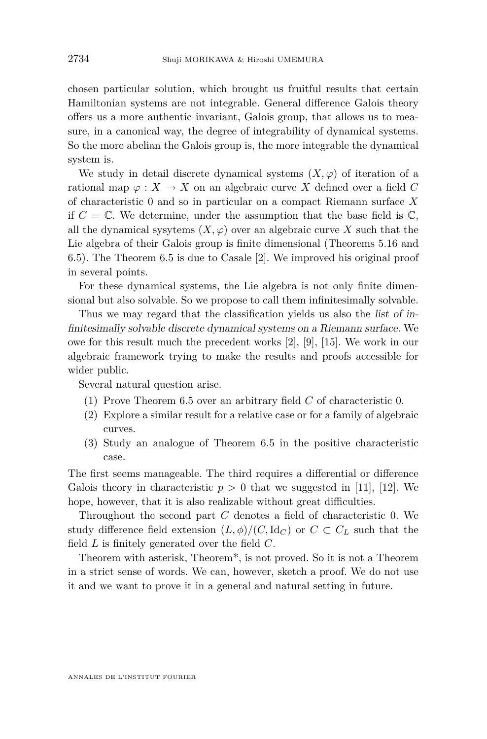chosen particular solution, which brought us fruitful results that certain Hamiltonian systems are not integrable. General difference Galois theory offers us a more authentic invariant, Galois group, that allows us to measure, in a canonical way, the degree of integrability of dynamical systems. So the more abelian the Galois group is, the more integrable the dynamical system is.

We study in detail discrete dynamical systems $(X, \varphi)$ of iteration of a rational map $\varphi : X \to X$ on an algebraic curve $X$ defined over a field $C$ of characteristic 0 and so in particular on a compact Riemann surface $X$ if $C = \mathbb{C}$. We determine, under the assumption that the base field is $\mathbb{C}$, all the dynamical sysytems $(X, \varphi)$ over an algebraic curve $X$ such that the Lie algebra of their Galois group is finite dimensional (Theorems 5.16 and 6.5). The Theorem 6.5 is due to Casale [2]. We improved his original proof in several points.

For these dynamical systems, the Lie algebra is not only finite dimensional but also solvable. So we propose to call them infinitesimally solvable.

Thus we may regard that the classification yields us also the *list of infinitesimally solvable discrete dynamical systems on a Riemann surface*. We owe for this result much the precedent works [2], [9], [15]. We work in our algebraic framework trying to make the results and proofs accessible for wider public.

Several natural question arise.

1. Prove Theorem 6.5 over an arbitrary field $C$ of characteristic 0.
2. Explore a similar result for a relative case or for a family of algebraic curves.
3. Study an analogue of Theorem 6.5 in the positive characteristic case.

The first seems manageable. The third requires a differential or difference Galois theory in characteristic $p > 0$ that we suggested in [11], [12]. We hope, however, that it is also realizable without great difficulties.

Throughout the second part $C$ denotes a field of characteristic 0. We study difference field extension $(L, \phi)/(C, \mathrm{Id}_C)$ or $C \subset C_L$ such that the field $L$ is finitely generated over the field $C$.

Theorem with asterisk, Theorem*, is not proved. So it is not a Theorem in a strict sense of words. We can, however, sketch a proof. We do not use it and we want to prove it in a general and natural setting in future.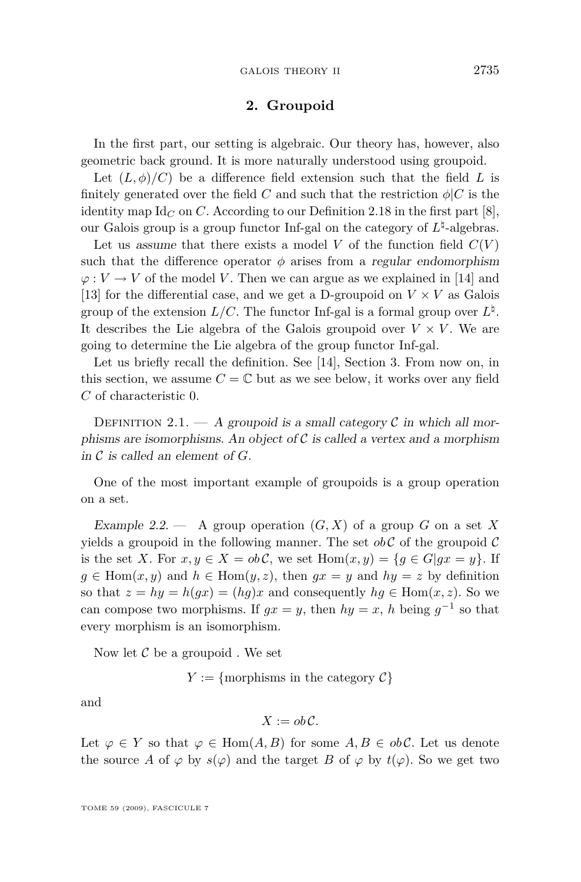## 2. Groupoid

In the first part, our setting is algebraic. Our theory has, however, also geometric back ground. It is more naturally understood using groupoid.

Let $(L, \phi)/C)$ be a difference field extension such that the field $L$ is finitely generated over the field $C$ and such that the restriction $\phi|C$ is the identity map $\mathrm{Id}_C$ on $C$. According to our Definition 2.18 in the first part [8], our Galois group is a group functor Inf-gal on the category of $L^\natural$-algebras.

Let us *assume* that there exists a model $V$ of the function field $C(V)$ such that the difference operator $\phi$ arises from a *regular endomorphism* $\varphi : V \to V$ of the model $V$. Then we can argue as we explained in [14] and [13] for the differential case, and we get a D-groupoid on $V \times V$ as Galois group of the extension $L/C$. The functor Inf-gal is a formal group over $L^\natural$. It describes the Lie algebra of the Galois groupoid over $V \times V$. We are going to determine the Lie algebra of the group functor Inf-gal.

Let us briefly recall the definition. See [14], Section 3. From now on, in this section, we assume $C = \mathbb{C}$ but as we see below, it works over any field $C$ of characteristic 0.

Definition 2.1. — *A groupoid is a small category $\mathcal{C}$ in which all morphisms are isomorphisms. An object of $\mathcal{C}$ is called a vertex and a morphism in $\mathcal{C}$ is called an element of $G$.*

One of the most important example of groupoids is a group operation on a set.

*Example 2.2.* — A group operation $(G, X)$ of a group $G$ on a set $X$ yields a groupoid in the following manner. The set $ob\,\mathcal{C}$ of the groupoid $\mathcal{C}$ is the set $X$. For $x, y \in X = ob\,\mathcal{C}$, we set $\mathrm{Hom}(x, y) = \{g \in G | gx = y\}$. If $g \in \mathrm{Hom}(x, y)$ and $h \in \mathrm{Hom}(y, z)$, then $gx = y$ and $hy = z$ by definition so that $z = hy = h(gx) = (hg)x$ and consequently $hg \in \mathrm{Hom}(x, z)$. So we can compose two morphisms. If $gx = y$, then $hy = x$, $h$ being $g^{-1}$ so that every morphism is an isomorphism.

Now let $\mathcal{C}$ be a groupoid . We set

$$Y := \{\text{morphisms in the category } \mathcal{C}\}$$

and

$$X := ob\,\mathcal{C}.$$

Let $\varphi \in Y$ so that $\varphi \in \mathrm{Hom}(A, B)$ for some $A, B \in ob\,\mathcal{C}$. Let us denote the source $A$ of $\varphi$ by $s(\varphi)$ and the target $B$ of $\varphi$ by $t(\varphi)$. So we get two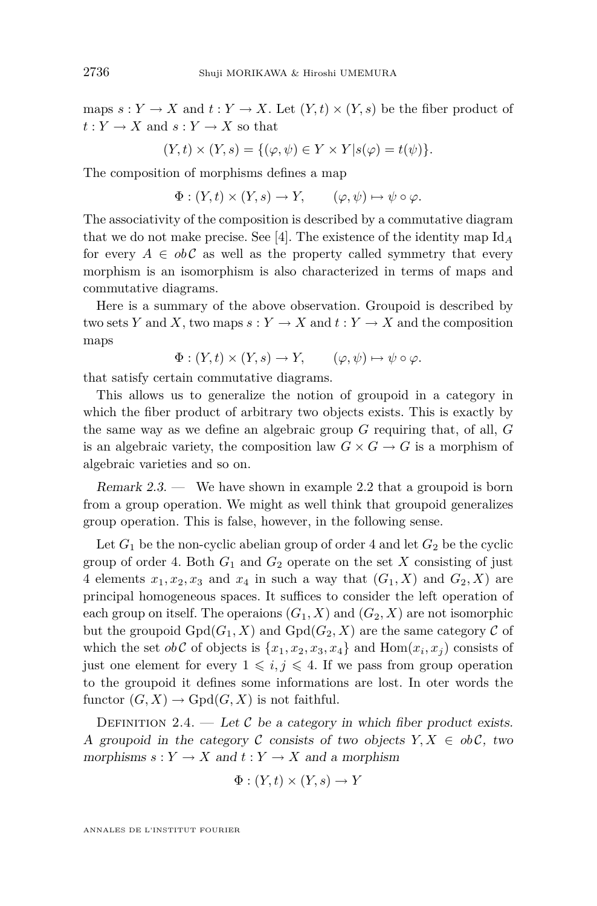maps $s : Y \to X$ and $t : Y \to X$. Let $(Y, t) \times (Y, s)$ be the fiber product of $t : Y \to X$ and $s : Y \to X$ so that

$$(Y, t) \times (Y, s) = \{(\varphi, \psi) \in Y \times Y | s(\varphi) = t(\psi)\}.$$

The composition of morphisms defines a map

$$\Phi : (Y, t) \times (Y, s) \to Y, \qquad (\varphi, \psi) \mapsto \psi \circ \varphi.$$

The associativity of the composition is described by a commutative diagram that we do not make precise. See [4]. The existence of the identity map $\mathrm{Id}_A$ for every $A \in ob\mathcal{C}$ as well as the property called symmetry that every morphism is an isomorphism is also characterized in terms of maps and commutative diagrams.

Here is a summary of the above observation. Groupoid is described by two sets $Y$ and $X$, two maps $s : Y \to X$ and $t : Y \to X$ and the composition maps

$$\Phi : (Y, t) \times (Y, s) \to Y, \qquad (\varphi, \psi) \mapsto \psi \circ \varphi.$$

that satisfy certain commutative diagrams.

This allows us to generalize the notion of groupoid in a category in which the fiber product of arbitrary two objects exists. This is exactly by the same way as we define an algebraic group $G$ requiring that, of all, $G$ is an algebraic variety, the composition law $G \times G \to G$ is a morphism of algebraic varieties and so on.

*Remark 2.3.* — We have shown in example 2.2 that a groupoid is born from a group operation. We might as well think that groupoid generalizes group operation. This is false, however, in the following sense.

Let $G_1$ be the non-cyclic abelian group of order 4 and let $G_2$ be the cyclic group of order 4. Both $G_1$ and $G_2$ operate on the set $X$ consisting of just 4 elements $x_1, x_2, x_3$ and $x_4$ in such a way that $(G_1, X)$ and $G_2, X)$ are principal homogeneous spaces. It suffices to consider the left operation of each group on itself. The operaions $(G_1, X)$ and $(G_2, X)$ are not isomorphic but the groupoid $\mathrm{Gpd}(G_1, X)$ and $\mathrm{Gpd}(G_2, X)$ are the same category $\mathcal{C}$ of which the set $ob\mathcal{C}$ of objects is $\{x_1, x_2, x_3, x_4\}$ and $\mathrm{Hom}(x_i, x_j)$ consists of just one element for every $1 \leqslant i, j \leqslant 4$. If we pass from group operation to the groupoid it defines some informations are lost. In oter words the functor $(G, X) \to \mathrm{Gpd}(G, X)$ is not faithful.

Definition 2.4. — *Let $\mathcal{C}$ be a category in which fiber product exists. A groupoid in the category $\mathcal{C}$ consists of two objects $Y, X \in ob\mathcal{C}$, two morphisms $s : Y \to X$ and $t : Y \to X$ and a morphism*

$$\Phi : (Y, t) \times (Y, s) \to Y$$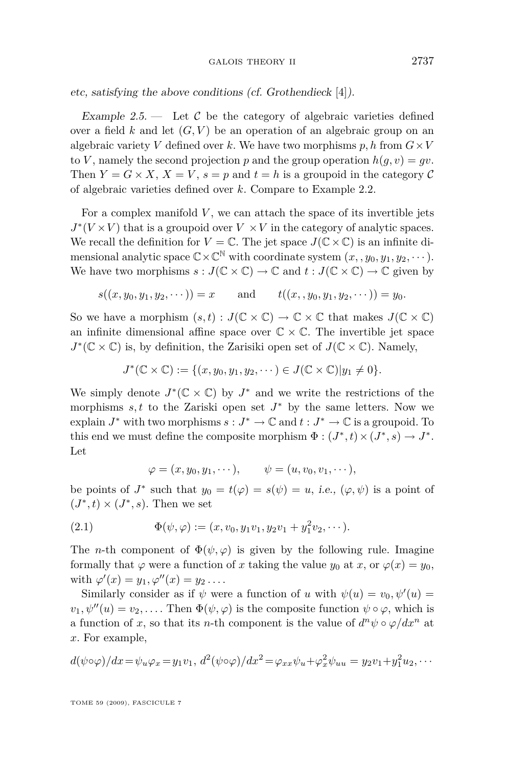etc, satisfying the above conditions (cf. Grothendieck [4]).

*Example 2.5.* — Let $\mathcal{C}$ be the category of algebraic varieties defined over a field $k$ and let $(G, V)$ be an operation of an algebraic group on an algebraic variety $V$ defined over $k$. We have two morphisms $p, h$ from $G \times V$ to $V$, namely the second projection $p$ and the group operation $h(g, v) = gv$. Then $Y = G \times X$, $X = V$, $s = p$ and $t = h$ is a groupoid in the category $\mathcal{C}$ of algebraic varieties defined over $k$. Compare to Example 2.2.

For a complex manifold $V$, we can attach the space of its invertible jets $J^*(V \times V)$ that is a groupoid over $V \times V$ in the category of analytic spaces. We recall the definition for $V = \mathbb{C}$. The jet space $J(\mathbb{C} \times \mathbb{C})$ is an infinite dimensional analytic space $\mathbb{C} \times \mathbb{C}^{\mathbb{N}}$ with coordinate system $(x, , y_0, y_1, y_2, \cdots)$. We have two morphisms $s : J(\mathbb{C} \times \mathbb{C}) \to \mathbb{C}$ and $t : J(\mathbb{C} \times \mathbb{C}) \to \mathbb{C}$ given by

$$s((x, y_0, y_1, y_2, \cdots)) = x \qquad \text{and} \qquad t((x, , y_0, y_1, y_2, \cdots)) = y_0.$$

So we have a morphism $(s, t) : J(\mathbb{C} \times \mathbb{C}) \to \mathbb{C} \times \mathbb{C}$ that makes $J(\mathbb{C} \times \mathbb{C})$ an infinite dimensional affine space over $\mathbb{C} \times \mathbb{C}$. The invertible jet space $J^*(\mathbb{C} \times \mathbb{C})$ is, by definition, the Zarisiki open set of $J(\mathbb{C} \times \mathbb{C})$. Namely,

$$J^*(\mathbb{C} \times \mathbb{C}) := \{(x, y_0, y_1, y_2, \cdots) \in J(\mathbb{C} \times \mathbb{C}) | y_1 \neq 0\}.$$

We simply denote $J^*(\mathbb{C} \times \mathbb{C})$ by $J^*$ and we write the restrictions of the morphisms $s, t$ to the Zariski open set $J^*$ by the same letters. Now we explain $J^*$ with two morphisms $s : J^* \to \mathbb{C}$ and $t : J^* \to \mathbb{C}$ is a groupoid. To this end we must define the composite morphism $\Phi : (J^*, t) \times (J^*, s) \to J^*$. Let

$$\varphi = (x, y_0, y_1, \cdots), \qquad \psi = (u, v_0, v_1, \cdots),$$

be points of $J^*$ such that $y_0 = t(\varphi) = s(\psi) = u$, *i.e.*, $(\varphi, \psi)$ is a point of $(J^*, t) \times (J^*, s)$. Then we set

$$\Phi(\psi, \varphi) := (x, v_0, y_1 v_1, y_2 v_1 + y_1^2 v_2, \cdots). \tag{2.1}$$

The $n$-th component of $\Phi(\psi, \varphi)$ is given by the following rule. Imagine formally that $\varphi$ were a function of $x$ taking the value $y_0$ at $x$, or $\varphi(x) = y_0$, with $\varphi'(x) = y_1, \varphi''(x) = y_2 \ldots$.

Similarly consider as if $\psi$ were a function of $u$ with $\psi(u) = v_0, \psi'(u) = v_1, \psi''(u) = v_2, \ldots$. Then $\Phi(\psi, \varphi)$ is the composite function $\psi \circ \varphi$, which is a function of $x$, so that its $n$-th component is the value of $d^n \psi \circ \varphi / dx^n$ at $x$. For example,

$$d(\psi \circ \varphi)/dx = \psi_u \varphi_x = y_1 v_1,\ d^2(\psi \circ \varphi)/dx^2 = \varphi_{xx} \psi_u + \varphi_x^2 \psi_{uu} = y_2 v_1 + y_1^2 u_2, \cdots$$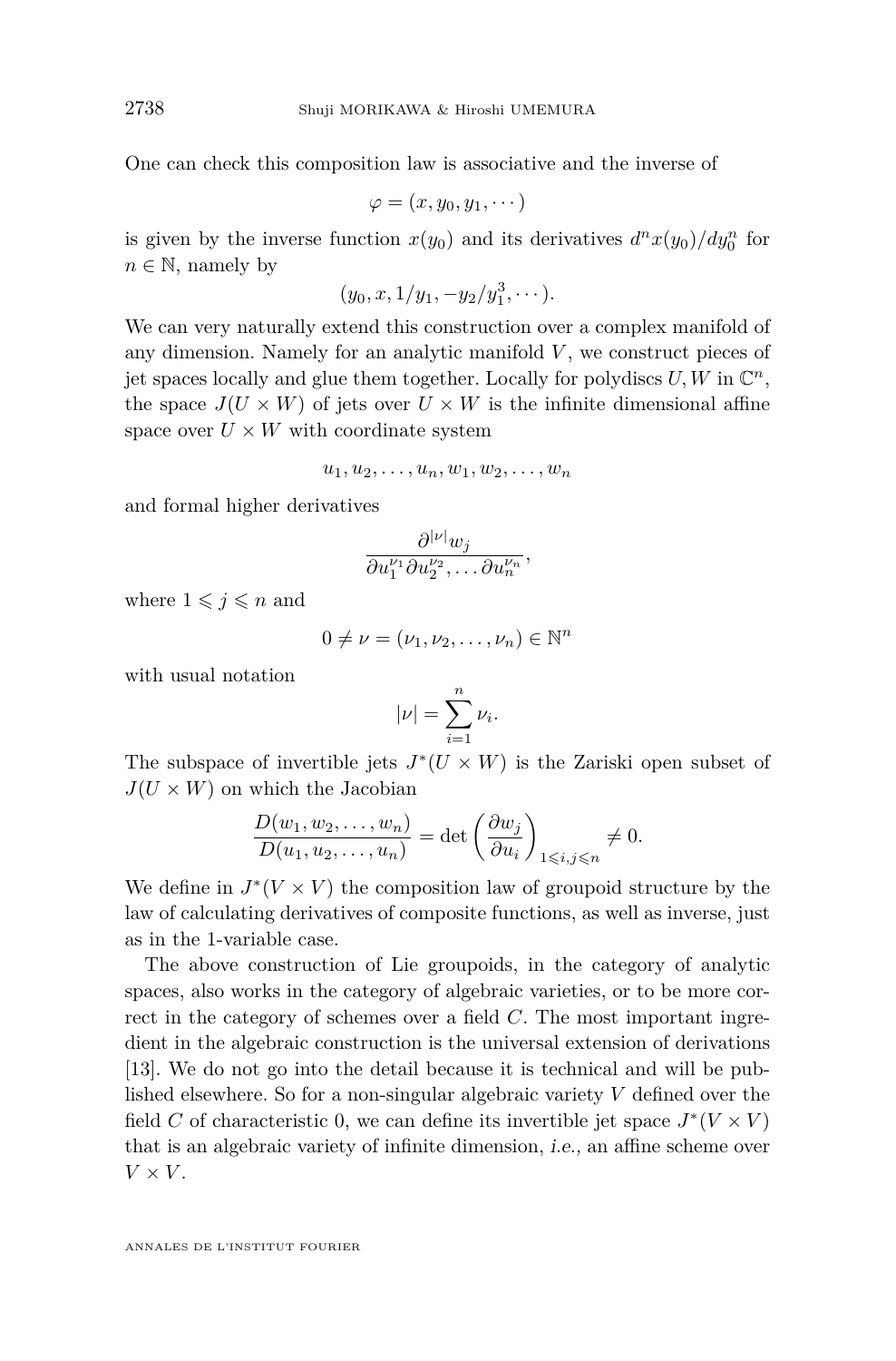One can check this composition law is associative and the inverse of

$$\varphi = (x, y_0, y_1, \cdots)$$

is given by the inverse function $x(y_0)$ and its derivatives $d^n x(y_0)/dy_0^n$ for $n \in \mathbb{N}$, namely by

$$(y_0, x, 1/y_1, -y_2/y_1^3, \cdots).$$

We can very naturally extend this construction over a complex manifold of any dimension. Namely for an analytic manifold $V$, we construct pieces of jet spaces locally and glue them together. Locally for polydiscs $U, W$ in $\mathbb{C}^n$, the space $J(U \times W)$ of jets over $U \times W$ is the infinite dimensional affine space over $U \times W$ with coordinate system

$$u_1, u_2, \ldots, u_n, w_1, w_2, \ldots, w_n$$

and formal higher derivatives

$$\frac{\partial^{|\nu|} w_j}{\partial u_1^{\nu_1} \partial u_2^{\nu_2}, \ldots \partial u_n^{\nu_n}},$$

where $1 \leqslant j \leqslant n$ and

$$0 \neq \nu = (\nu_1, \nu_2, \ldots, \nu_n) \in \mathbb{N}^n$$

with usual notation

$$|\nu| = \sum_{i=1}^{n} \nu_i.$$

The subspace of invertible jets $J^*(U \times W)$ is the Zariski open subset of $J(U \times W)$ on which the Jacobian

$$\frac{D(w_1, w_2, \ldots, w_n)}{D(u_1, u_2, \ldots, u_n)} = \det \left( \frac{\partial w_j}{\partial u_i} \right)_{1 \leqslant i, j \leqslant n} \neq 0.$$

We define in $J^*(V \times V)$ the composition law of groupoid structure by the law of calculating derivatives of composite functions, as well as inverse, just as in the 1-variable case.

The above construction of Lie groupoids, in the category of analytic spaces, also works in the category of algebraic varieties, or to be more correct in the category of schemes over a field $C$. The most important ingredient in the algebraic construction is the universal extension of derivations [13]. We do not go into the detail because it is technical and will be published elsewhere. So for a non-singular algebraic variety $V$ defined over the field $C$ of characteristic 0, we can define its invertible jet space $J^*(V \times V)$ that is an algebraic variety of infinite dimension, *i.e.*, an affine scheme over $V \times V$.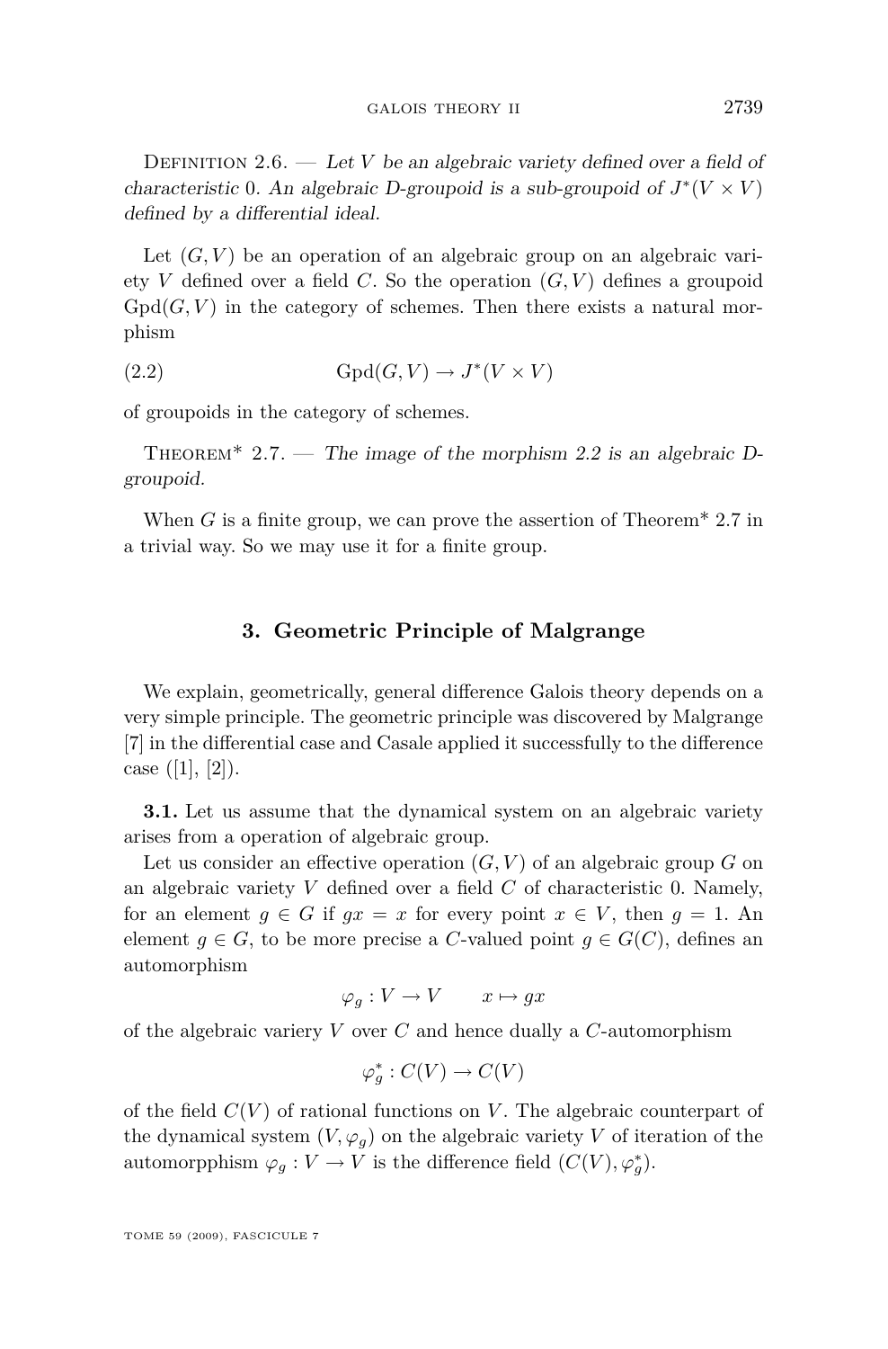Definition 2.6. — *Let $V$ be an algebraic variety defined over a field of characteristic 0. An algebraic D-groupoid is a sub-groupoid of $J^*(V \times V)$ defined by a differential ideal.*

Let $(G, V)$ be an operation of an algebraic group on an algebraic variety $V$ defined over a field $C$. So the operation $(G, V)$ defines a groupoid $\mathrm{Gpd}(G, V)$ in the category of schemes. Then there exists a natural morphism

$$\mathrm{Gpd}(G, V) \to J^*(V \times V) \tag{2.2}$$

of groupoids in the category of schemes.

Theorem* 2.7. — *The image of the morphism 2.2 is an algebraic D-groupoid.*

When $G$ is a finite group, we can prove the assertion of Theorem* 2.7 in a trivial way. So we may use it for a finite group.

## 3. Geometric Principle of Malgrange

We explain, geometrically, general difference Galois theory depends on a very simple principle. The geometric principle was discovered by Malgrange [7] in the differential case and Casale applied it successfully to the difference case ([1], [2]).

**3.1.** Let us assume that the dynamical system on an algebraic variety arises from a operation of algebraic group.

Let us consider an effective operation $(G, V)$ of an algebraic group $G$ on an algebraic variety $V$ defined over a field $C$ of characteristic 0. Namely, for an element $g \in G$ if $gx = x$ for every point $x \in V$, then $g = 1$. An element $g \in G$, to be more precise a $C$-valued point $g \in G(C)$, defines an automorphism

$$\varphi_g : V \to V \qquad x \mapsto gx$$

of the algebraic variery $V$ over $C$ and hence dually a $C$-automorphism

$$\varphi_g^* : C(V) \to C(V)$$

of the field $C(V)$ of rational functions on $V$. The algebraic counterpart of the dynamical system $(V, \varphi_g)$ on the algebraic variety $V$ of iteration of the automorpphism $\varphi_g : V \to V$ is the difference field $(C(V), \varphi_g^*)$.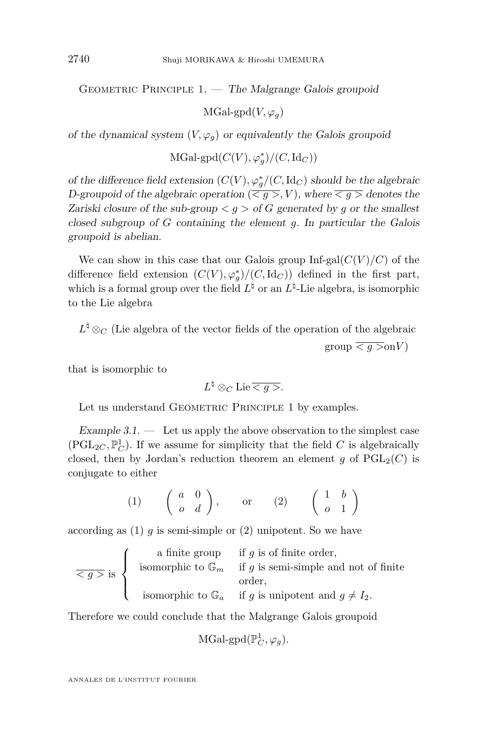Geometric Principle 1. — *The Malgrange Galois groupoid*

$$\text{MGal-gpd}(V, \varphi_g)$$

*of the dynamical system $(V, \varphi_g)$ or equivalently the Galois groupoid*

$$\text{MGal-gpd}(C(V), \varphi_g^*)/(C, \text{Id}_C))$$

*of the difference field extension $(C(V), \varphi_g^*/(C, \text{Id}_C)$ should be the algebraic D-groupoid of the algebraic operation $(\overline{< g >}, V)$, where $\overline{< g >}$ denotes the Zariski closure of the sub-group $< g >$ of $G$ generated by $g$ or the smallest closed subgroup of $G$ containing the element $g$. In particular the Galois groupoid is abelian.*

We can show in this case that our Galois group $\text{Inf-gal}(C(V)/C)$ of the difference field extension $(C(V), \varphi_g^*)/(C, \text{Id}_C))$ defined in the first part, which is a formal group over the field $L^\natural$ or an $L^\natural$-Lie algebra, is isomorphic to the Lie algebra

$$L^\natural \otimes_C (\text{Lie algebra of the vector fields of the operation of the algebraic group } \overline{< g >} \text{on} V)$$

that is isomorphic to

$$L^\natural \otimes_C \text{Lie}\,\overline{< g >}.$$

Let us understand Geometric Principle 1 by examples.

*Example 3.1.* — Let us apply the above observation to the simplest case $(\text{PGL}_{2C}, \mathbb{P}^1_C)$. If we assume for simplicity that the field $C$ is algebraically closed, then by Jordan's reduction theorem an element $g$ of $\text{PGL}_2(C)$ is conjugate to either

$$(1) \qquad \begin{pmatrix} a & 0 \\ o & d \end{pmatrix}, \qquad \text{or} \qquad (2) \qquad \begin{pmatrix} 1 & b \\ o & 1 \end{pmatrix}$$

according as (1) $g$ is semi-simple or (2) unipotent. So we have

$$\overline{< g >} \text{ is } \begin{cases} \text{a finite group} & \text{if } g \text{ is of finite order,} \\ \text{isomorphic to } \mathbb{G}_m & \text{if } g \text{ is semi-simple and not of finite order,} \\ \text{isomorphic to } \mathbb{G}_a & \text{if } g \text{ is unipotent and } g \neq I_2. \end{cases}$$

Therefore we could conclude that the Malgrange Galois groupoid

$$\text{MGal-gpd}(\mathbb{P}^1_C, \varphi_g).$$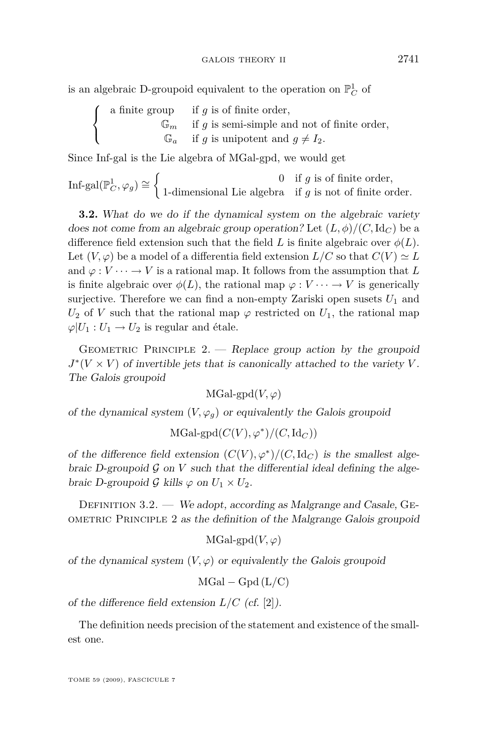is an algebraic D-groupoid equivalent to the operation on $\mathbb{P}^1_C$ of

$$\begin{cases} \text{a finite group} & \text{if } g \text{ is of finite order,} \\ \mathbb{G}_m & \text{if } g \text{ is semi-simple and not of finite order,} \\ \mathbb{G}_a & \text{if } g \text{ is unipotent and } g \neq I_2. \end{cases}$$

Since Inf-gal is the Lie algebra of MGal-gpd, we would get

$$\text{Inf-gal}(\mathbb{P}^1_C, \varphi_g) \cong \begin{cases} 0 & \text{if } g \text{ is of finite order,} \\ \text{1-dimensional Lie algebra} & \text{if } g \text{ is not of finite order.} \end{cases}$$

**3.2.** *What do we do if the dynamical system on the algebraic variety does not come from an algebraic group operation?* Let $(L, \phi)/(C, \mathrm{Id}_C)$ be a difference field extension such that the field $L$ is finite algebraic over $\phi(L)$. Let $(V, \varphi)$ be a model of a differentia field extension $L/C$ so that $C(V) \simeq L$ and $\varphi : V \cdots \to V$ is a rational map. It follows from the assumption that $L$ is finite algebraic over $\phi(L)$, the rational map $\varphi : V \cdots \to V$ is generically surjective. Therefore we can find a non-empty Zariski open susets $U_1$ and $U_2$ of $V$ such that the rational map $\varphi$ restricted on $U_1$, the rational map $\varphi|U_1 : U_1 \to U_2$ is regular and étale.

Geometric Principle 2. — *Replace group action by the groupoid $J^*(V \times V)$ of invertible jets that is canonically attached to the variety $V$. The Galois groupoid*

$$\text{MGal-gpd}(V, \varphi)$$

*of the dynamical system $(V, \varphi_g)$ or equivalently the Galois groupoid*

$$\text{MGal-gpd}(C(V), \varphi^*)/(C, \mathrm{Id}_C))$$

*of the difference field extension $(C(V), \varphi^*)/(C, \mathrm{Id}_C)$ is the smallest algebraic D-groupoid $\mathcal{G}$ on $V$ such that the differential ideal defining the algebraic D-groupoid $\mathcal{G}$ kills $\varphi$ on $U_1 \times U_2$.*

Definition 3.2. — *We adopt, according as Malgrange and Casale,* Geometric Principle 2 *as the definition of the Malgrange Galois groupoid*

$$\text{MGal-gpd}(V, \varphi)$$

*of the dynamical system $(V, \varphi)$ or equivalently the Galois groupoid*

$$\mathrm{MGal} - \mathrm{Gpd}\,(\mathrm{L/C})$$

*of the difference field extension $L/C$ (cf.* [2]*).*

The definition needs precision of the statement and existence of the smallest one.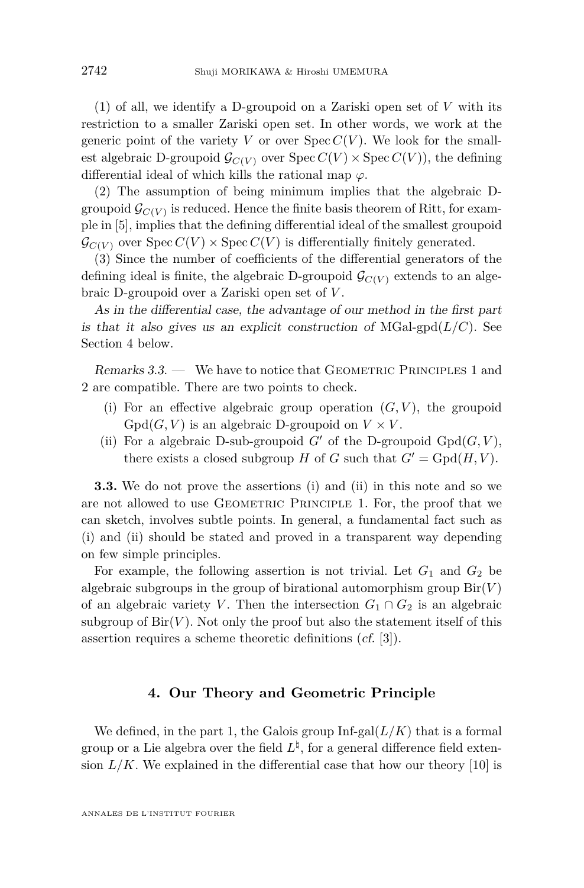(1) of all, we identify a D-groupoid on a Zariski open set of $V$ with its restriction to a smaller Zariski open set. In other words, we work at the generic point of the variety $V$ or over $\operatorname{Spec} C(V)$. We look for the smallest algebraic D-groupoid $\mathcal{G}_{C(V)}$ over $\operatorname{Spec} C(V) \times \operatorname{Spec} C(V))$, the defining differential ideal of which kills the rational map $\varphi$.

(2) The assumption of being minimum implies that the algebraic D-groupoid $\mathcal{G}_{C(V)}$ is reduced. Hence the finite basis theorem of Ritt, for example in [5], implies that the defining differential ideal of the smallest groupoid $\mathcal{G}_{C(V)}$ over $\operatorname{Spec} C(V) \times \operatorname{Spec} C(V)$ is differentially finitely generated.

(3) Since the number of coefficients of the differential generators of the defining ideal is finite, the algebraic D-groupoid $\mathcal{G}_{C(V)}$ extends to an algebraic D-groupoid over a Zariski open set of $V$.

*As in the differential case, the advantage of our method in the first part is that it also gives us an explicit construction of* MGal-gpd$(L/C)$. See Section 4 below.

*Remarks 3.3.* — We have to notice that Geometric Principles 1 and 2 are compatible. There are two points to check.

(i) For an effective algebraic group operation $(G, V)$, the groupoid $\operatorname{Gpd}(G, V)$ is an algebraic D-groupoid on $V \times V$.
(ii) For a algebraic D-sub-groupoid $G'$ of the D-groupoid $\operatorname{Gpd}(G, V)$, there exists a closed subgroup $H$ of $G$ such that $G' = \operatorname{Gpd}(H, V)$.

**3.3.** We do not prove the assertions (i) and (ii) in this note and so we are not allowed to use Geometric Principle 1. For, the proof that we can sketch, involves subtle points. In general, a fundamental fact such as (i) and (ii) should be stated and proved in a transparent way depending on few simple principles.

For example, the following assertion is not trivial. Let $G_1$ and $G_2$ be algebraic subgroups in the group of birational automorphism group $\operatorname{Bir}(V)$ of an algebraic variety $V$. Then the intersection $G_1 \cap G_2$ is an algebraic subgroup of $\operatorname{Bir}(V)$. Not only the proof but also the statement itself of this assertion requires a scheme theoretic definitions (*cf.* [3]).

## 4. Our Theory and Geometric Principle

We defined, in the part 1, the Galois group Inf-gal$(L/K)$ that is a formal group or a Lie algebra over the field $L^\natural$, for a general difference field extension $L/K$. We explained in the differential case that how our theory [10] is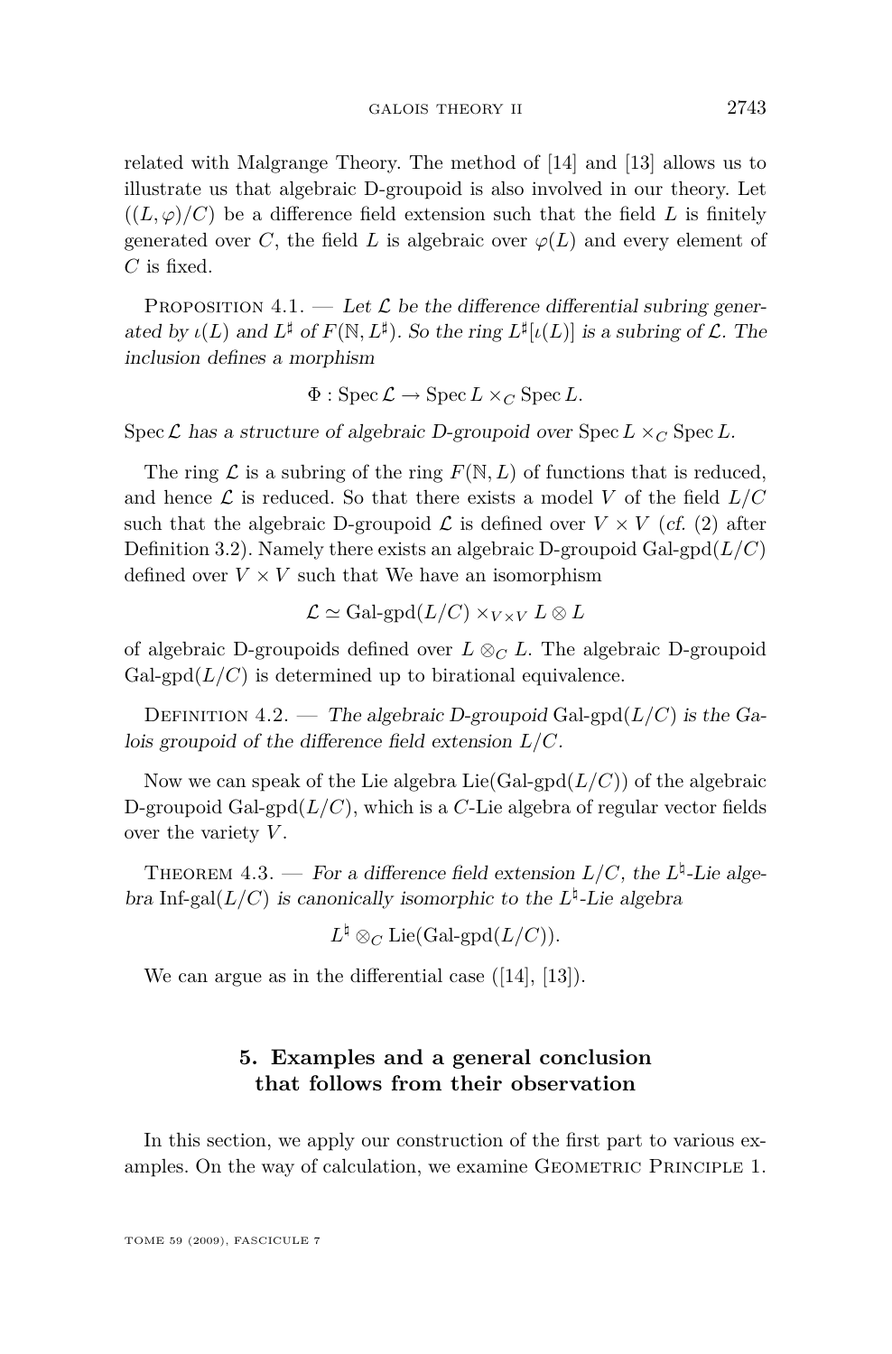related with Malgrange Theory. The method of [14] and [13] allows us to illustrate us that algebraic D-groupoid is also involved in our theory. Let $((L, \varphi)/C)$ be a difference field extension such that the field $L$ is finitely generated over $C$, the field $L$ is algebraic over $\varphi(L)$ and every element of $C$ is fixed.

Proposition 4.1. — *Let $\mathcal{L}$ be the difference differential subring generated by $\iota(L)$ and $L^\sharp$ of $F(\mathbb{N}, L^\sharp)$. So the ring $L^\sharp[\iota(L)]$ is a subring of $\mathcal{L}$. The inclusion defines a morphism*

$$\Phi : \operatorname{Spec} \mathcal{L} \to \operatorname{Spec} L \times_C \operatorname{Spec} L.$$

*$\operatorname{Spec} \mathcal{L}$ has a structure of algebraic D-groupoid over $\operatorname{Spec} L \times_C \operatorname{Spec} L$.*

The ring $\mathcal{L}$ is a subring of the ring $F(\mathbb{N}, L)$ of functions that is reduced, and hence $\mathcal{L}$ is reduced. So that there exists a model $V$ of the field $L/C$ such that the algebraic D-groupoid $\mathcal{L}$ is defined over $V \times V$ (*cf.* (2) after Definition 3.2). Namely there exists an algebraic D-groupoid $\text{Gal-gpd}(L/C)$ defined over $V \times V$ such that We have an isomorphism

$$\mathcal{L} \simeq \text{Gal-gpd}(L/C) \times_{V \times V} L \otimes L$$

of algebraic D-groupoids defined over $L \otimes_C L$. The algebraic D-groupoid $\text{Gal-gpd}(L/C)$ is determined up to birational equivalence.

Definition 4.2. — *The algebraic D-groupoid $\text{Gal-gpd}(L/C)$ is the Galois groupoid of the difference field extension $L/C$.*

Now we can speak of the Lie algebra $\operatorname{Lie}(\text{Gal-gpd}(L/C))$ of the algebraic D-groupoid $\text{Gal-gpd}(L/C)$, which is a $C$-Lie algebra of regular vector fields over the variety $V$.

Theorem 4.3. — *For a difference field extension $L/C$, the $L^\natural$-Lie algebra $\text{Inf-gal}(L/C)$ is canonically isomorphic to the $L^\natural$-Lie algebra*

$$L^\natural \otimes_C \operatorname{Lie}(\text{Gal-gpd}(L/C)).$$

We can argue as in the differential case ([14], [13]).

## 5. Examples and a general conclusion that follows from their observation

In this section, we apply our construction of the first part to various examples. On the way of calculation, we examine Geometric Principle 1.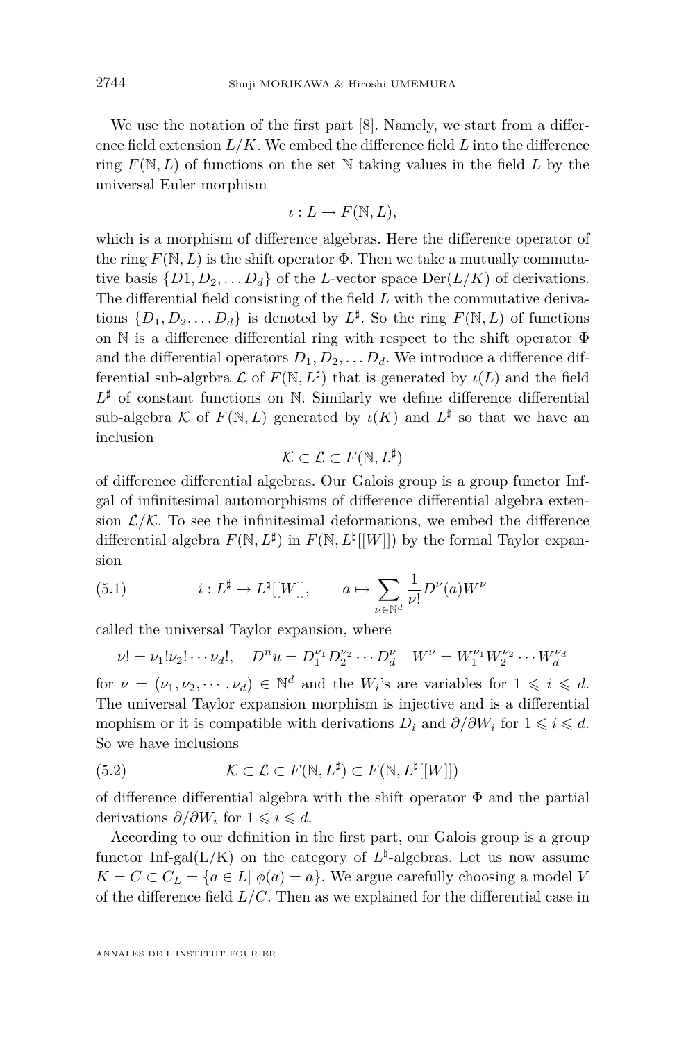We use the notation of the first part [8]. Namely, we start from a difference field extension $L/K$. We embed the difference field $L$ into the difference ring $F(\mathbb{N}, L)$ of functions on the set $\mathbb{N}$ taking values in the field $L$ by the universal Euler morphism

$$\iota : L \to F(\mathbb{N}, L),$$

which is a morphism of difference algebras. Here the difference operator of the ring $F(\mathbb{N}, L)$ is the shift operator $\Phi$. Then we take a mutually commutative basis $\{D1, D_2, \dots D_d\}$ of the $L$-vector space $\mathrm{Der}(L/K)$ of derivations. The differential field consisting of the field $L$ with the commutative derivations $\{D_1, D_2, \dots D_d\}$ is denoted by $L^\sharp$. So the ring $F(\mathbb{N}, L)$ of functions on $\mathbb{N}$ is a difference differential ring with respect to the shift operator $\Phi$ and the differential operators $D_1, D_2, \dots D_d$. We introduce a difference differential sub-algrbra $\mathcal{L}$ of $F(\mathbb{N}, L^\sharp)$ that is generated by $\iota(L)$ and the field $L^\sharp$ of constant functions on $\mathbb{N}$. Similarly we define difference differential sub-algebra $\mathcal{K}$ of $F(\mathbb{N}, L)$ generated by $\iota(K)$ and $L^\sharp$ so that we have an inclusion

$$\mathcal{K} \subset \mathcal{L} \subset F(\mathbb{N}, L^\sharp)$$

of difference differential algebras. Our Galois group is a group functor Inf-gal of infinitesimal automorphisms of difference differential algebra extension $\mathcal{L}/\mathcal{K}$. To see the infinitesimal deformations, we embed the difference differential algebra $F(\mathbb{N}, L^\sharp)$ in $F(\mathbb{N}, L^\natural[[W]])$ by the formal Taylor expansion

$$i : L^\sharp \to L^\natural[[W]], \qquad a \mapsto \sum_{\nu \in \mathbb{N}^d} \frac{1}{\nu!} D^\nu(a) W^\nu \tag{5.1}$$

called the universal Taylor expansion, where

$$\nu! = \nu_1!\nu_2! \cdots \nu_d!, \quad D^n u = D_1^{\nu_1} D_2^{\nu_2} \cdots D_d^{\nu} \quad W^\nu = W_1^{\nu_1} W_2^{\nu_2} \cdots W_d^{\nu_d}$$

for $\nu = (\nu_1, \nu_2, \cdots, \nu_d) \in \mathbb{N}^d$ and the $W_i$'s are variables for $1 \leqslant i \leqslant d$. The universal Taylor expansion morphism is injective and is a differential mophism or it is compatible with derivations $D_i$ and $\partial/\partial W_i$ for $1 \leqslant i \leqslant d$. So we have inclusions

$$\mathcal{K} \subset \mathcal{L} \subset F(\mathbb{N}, L^\sharp) \subset F(\mathbb{N}, L^\natural[[W]]) \tag{5.2}$$

of difference differential algebra with the shift operator $\Phi$ and the partial derivations $\partial/\partial W_i$ for $1 \leqslant i \leqslant d$.

According to our definition in the first part, our Galois group is a group functor Inf-gal(L/K) on the category of $L^\natural$-algebras. Let us now assume $K = C \subset C_L = \{a \in L|\ \phi(a) = a\}$. We argue carefully choosing a model $V$ of the difference field $L/C$. Then as we explained for the differential case in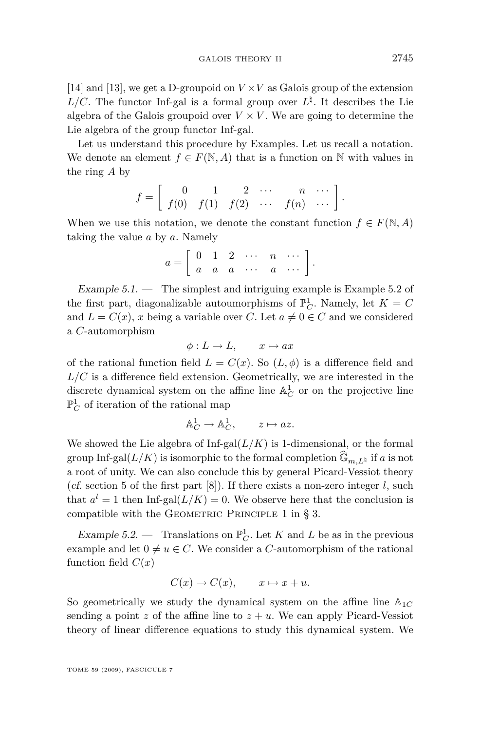[14] and [13], we get a D-groupoid on $V \times V$ as Galois group of the extension $L/C$. The functor Inf-gal is a formal group over $L^\natural$. It describes the Lie algebra of the Galois groupoid over $V \times V$. We are going to determine the Lie algebra of the group functor Inf-gal.

Let us understand this procedure by Examples. Let us recall a notation. We denote an element $f \in F(\mathbb{N}, A)$ that is a function on $\mathbb{N}$ with values in the ring $A$ by

$$f = \left[ \begin{array}{cccccc} 0 & 1 & 2 & \cdots & n & \cdots \\ f(0) & f(1) & f(2) & \cdots & f(n) & \cdots \end{array} \right].$$

When we use this notation, we denote the constant function $f \in F(\mathbb{N}, A)$ taking the value $a$ by $a$. Namely

$$a = \left[ \begin{array}{cccccc} 0 & 1 & 2 & \cdots & n & \cdots \\ a & a & a & \cdots & a & \cdots \end{array} \right].$$

*Example 5.1.* — The simplest and intriguing example is Example 5.2 of the first part, diagonalizable autoumorphisms of $\mathbb{P}^1_C$. Namely, let $K = C$ and $L = C(x)$, $x$ being a variable over $C$. Let $a \neq 0 \in C$ and we considered a $C$-automorphism

$$\phi : L \to L, \qquad x \mapsto ax$$

of the rational function field $L = C(x)$. So $(L, \phi)$ is a difference field and $L/C$ is a difference field extension. Geometrically, we are interested in the discrete dynamical system on the affine line $\mathbb{A}^1_C$ or on the projective line $\mathbb{P}^1_C$ of iteration of the rational map

$$\mathbb{A}^1_C \to \mathbb{A}^1_C, \qquad z \mapsto az.$$

We showed the Lie algebra of Inf-gal$(L/K)$ is 1-dimensional, or the formal group Inf-gal$(L/K)$ is isomorphic to the formal completion $\widehat{\mathbb{G}}_{m,L^\natural}$ if $a$ is not a root of unity. We can also conclude this by general Picard-Vessiot theory (*cf.* section 5 of the first part [8]). If there exists a non-zero integer $l$, such that $a^l = 1$ then Inf-gal$(L/K) = 0$. We observe here that the conclusion is compatible with the Geometric Principle 1 in § 3.

*Example 5.2.* — Translations on $\mathbb{P}^1_C$. Let $K$ and $L$ be as in the previous example and let $0 \neq u \in C$. We consider a $C$-automorphism of the rational function field $C(x)$

$$C(x) \to C(x), \qquad x \mapsto x + u.$$

So geometrically we study the dynamical system on the affine line $\mathbb{A}_{1C}$ sending a point $z$ of the affine line to $z + u$. We can apply Picard-Vessiot theory of linear difference equations to study this dynamical system. We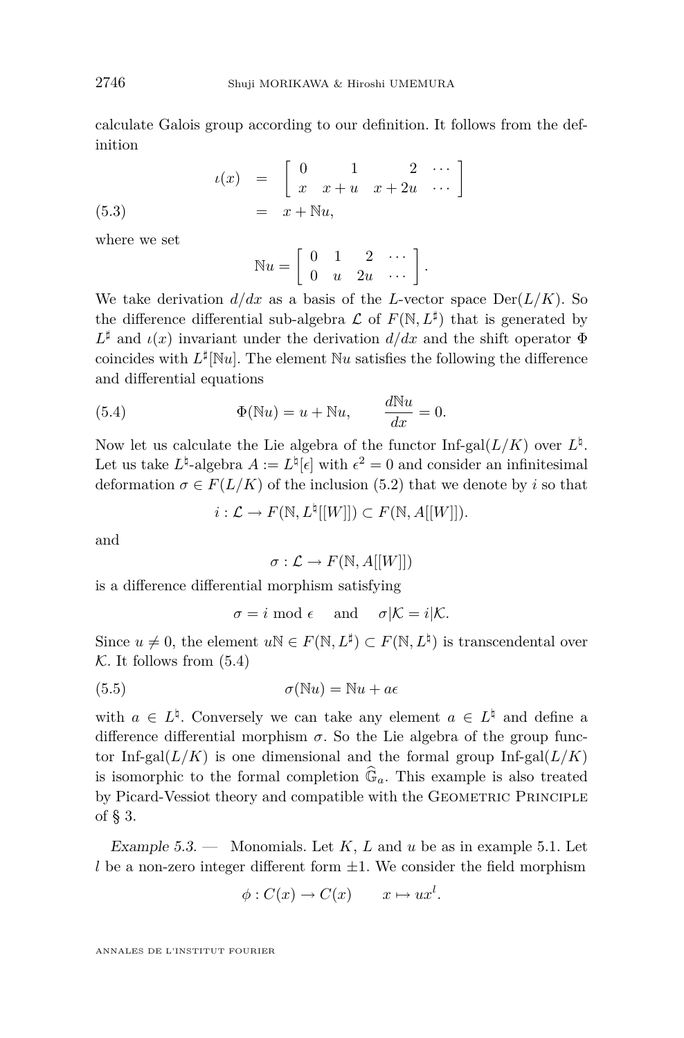calculate Galois group according to our definition. It follows from the definition

$$
\begin{aligned}
\iota(x) &= \begin{bmatrix} 0 & 1 & 2 & \cdots \\ x & x+u & x+2u & \cdots \end{bmatrix} \\
&= x + \mathbb{N}u,
\end{aligned} \tag{5.3}
$$

where we set

$$
\mathbb{N}u = \begin{bmatrix} 0 & 1 & 2 & \cdots \\ 0 & u & 2u & \cdots \end{bmatrix}.
$$

We take derivation $d/dx$ as a basis of the $L$-vector space $\mathrm{Der}(L/K)$. So the difference differential sub-algebra $\mathcal{L}$ of $F(\mathbb{N}, L^\sharp)$ that is generated by $L^\sharp$ and $\iota(x)$ invariant under the derivation $d/dx$ and the shift operator $\Phi$ coincides with $L^\sharp[\mathbb{N}u]$. The element $\mathbb{N}u$ satisfies the following the difference and differential equations

$$
\Phi(\mathbb{N}u) = u + \mathbb{N}u, \qquad \frac{d\mathbb{N}u}{dx} = 0. \tag{5.4}
$$

Now let us calculate the Lie algebra of the functor $\text{Inf-gal}(L/K)$ over $L^\natural$. Let us take $L^\natural$-algebra $A := L^\natural[\epsilon]$ with $\epsilon^2 = 0$ and consider an infinitesimal deformation $\sigma \in F(L/K)$ of the inclusion (5.2) that we denote by $i$ so that

$$
i : \mathcal{L} \to F(\mathbb{N}, L^\natural[[W]]) \subset F(\mathbb{N}, A[[W]]).
$$

and

$$
\sigma : \mathcal{L} \to F(\mathbb{N}, A[[W]])
$$

is a difference differential morphism satisfying

$$
\sigma = i \bmod \epsilon \quad \text{ and } \quad \sigma|\mathcal{K} = i|\mathcal{K}.
$$

Since $u \neq 0$, the element $u\mathbb{N} \in F(\mathbb{N}, L^\sharp) \subset F(\mathbb{N}, L^\natural)$ is transcendental over $\mathcal{K}$. It follows from (5.4)

$$
\sigma(\mathbb{N}u) = \mathbb{N}u + a\epsilon \tag{5.5}
$$

with $a \in L^\natural$. Conversely we can take any element $a \in L^\natural$ and define a difference differential morphism $\sigma$. So the Lie algebra of the group functor $\text{Inf-gal}(L/K)$ is one dimensional and the formal group $\text{Inf-gal}(L/K)$ is isomorphic to the formal completion $\widehat{\mathbb{G}}_a$. This example is also treated by Picard-Vessiot theory and compatible with the Geometric Principle of § 3.

*Example 5.3.* — Monomials. Let $K$, $L$ and $u$ be as in example 5.1. Let $l$ be a non-zero integer different form $\pm 1$. We consider the field morphism

$$
\phi : C(x) \to C(x) \qquad x \mapsto ux^l.
$$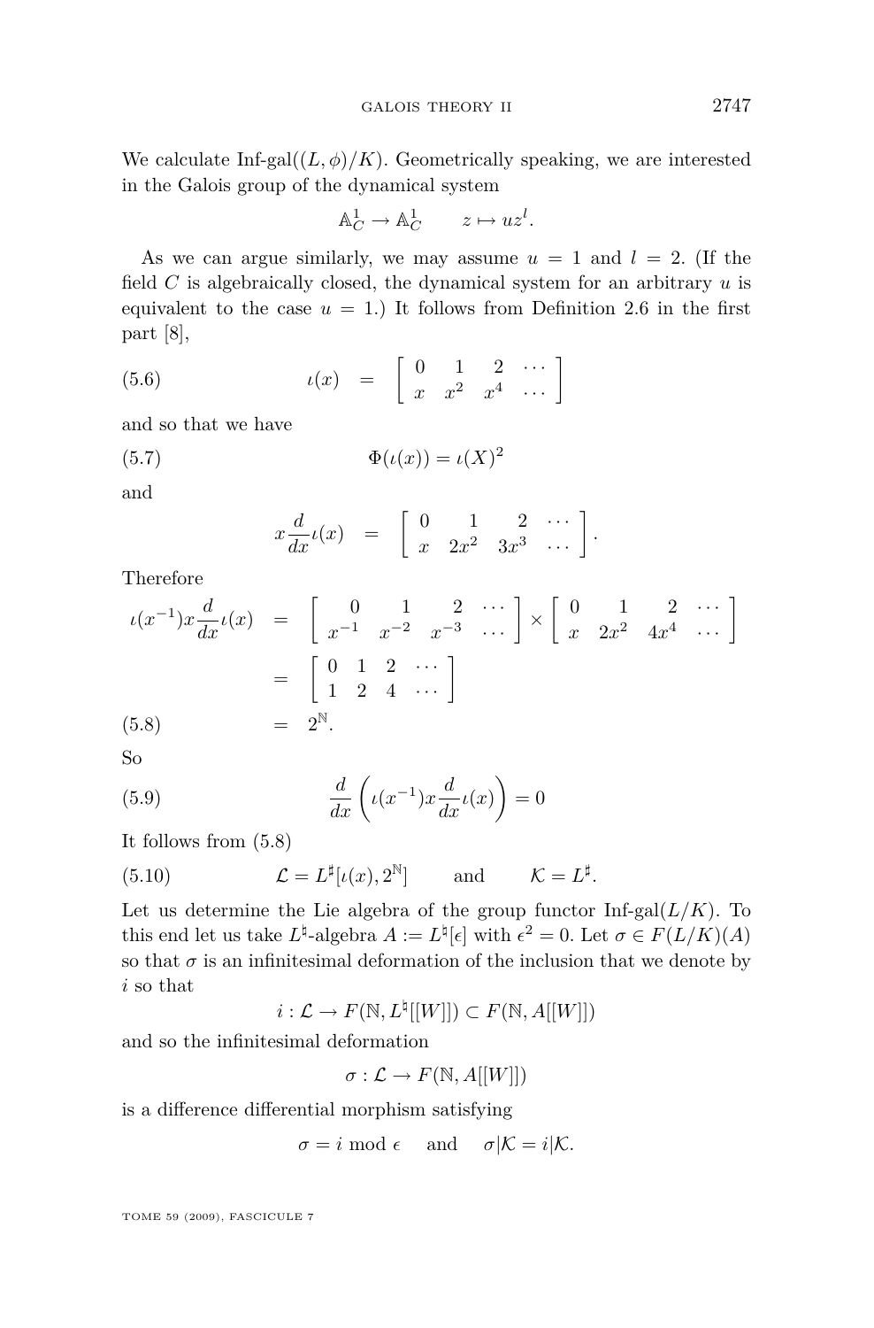We calculate Inf-gal$((L, \phi)/K)$. Geometrically speaking, we are interested in the Galois group of the dynamical system

$$\mathbb{A}^1_C \to \mathbb{A}^1_C \qquad z \mapsto uz^l.$$

As we can argue similarly, we may assume $u = 1$ and $l = 2$. (If the field $C$ is algebraically closed, the dynamical system for an arbitrary $u$ is equivalent to the case $u = 1$.) It follows from Definition 2.6 in the first part [8],

$$\iota(x) \quad = \quad \begin{bmatrix} 0 & 1 & 2 & \cdots \\ x & x^2 & x^4 & \cdots \end{bmatrix} \tag{5.6}$$

and so that we have

$$\Phi(\iota(x)) = \iota(X)^2 \tag{5.7}$$

and

$$x\frac{d}{dx}\iota(x) \quad = \quad \begin{bmatrix} 0 & 1 & 2 & \cdots \\ x & 2x^2 & 3x^3 & \cdots \end{bmatrix}.$$

Therefore

$$\begin{aligned}
\iota(x^{-1})x\frac{d}{dx}\iota(x) \quad &= \quad \begin{bmatrix} 0 & 1 & 2 & \cdots \\ x^{-1} & x^{-2} & x^{-3} & \cdots \end{bmatrix} \times \begin{bmatrix} 0 & 1 & 2 & \cdots \\ x & 2x^2 & 4x^4 & \cdots \end{bmatrix} \\
&= \quad \begin{bmatrix} 0 & 1 & 2 & \cdots \\ 1 & 2 & 4 & \cdots \end{bmatrix} \\
&= \quad 2^{\mathbb{N}}.
\end{aligned} \tag{5.8}$$

So

$$\frac{d}{dx}\left(\iota(x^{-1})x\frac{d}{dx}\iota(x)\right) = 0 \tag{5.9}$$

It follows from (5.8)

$$\mathcal{L} = L^\sharp[\iota(x), 2^{\mathbb{N}}] \qquad \text{and} \qquad \mathcal{K} = L^\sharp. \tag{5.10}$$

Let us determine the Lie algebra of the group functor Inf-gal$(L/K)$. To this end let us take $L^\natural$-algebra $A := L^\natural[\epsilon]$ with $\epsilon^2 = 0$. Let $\sigma \in F(L/K)(A)$ so that $\sigma$ is an infinitesimal deformation of the inclusion that we denote by $i$ so that

$$i : \mathcal{L} \to F(\mathbb{N}, L^\natural[[W]]) \subset F(\mathbb{N}, A[[W]])$$

and so the infinitesimal deformation

$$\sigma : \mathcal{L} \to F(\mathbb{N}, A[[W]])$$

is a difference differential morphism satisfying

$$\sigma = i \bmod \epsilon \quad \text{ and } \quad \sigma|\mathcal{K} = i|\mathcal{K}.$$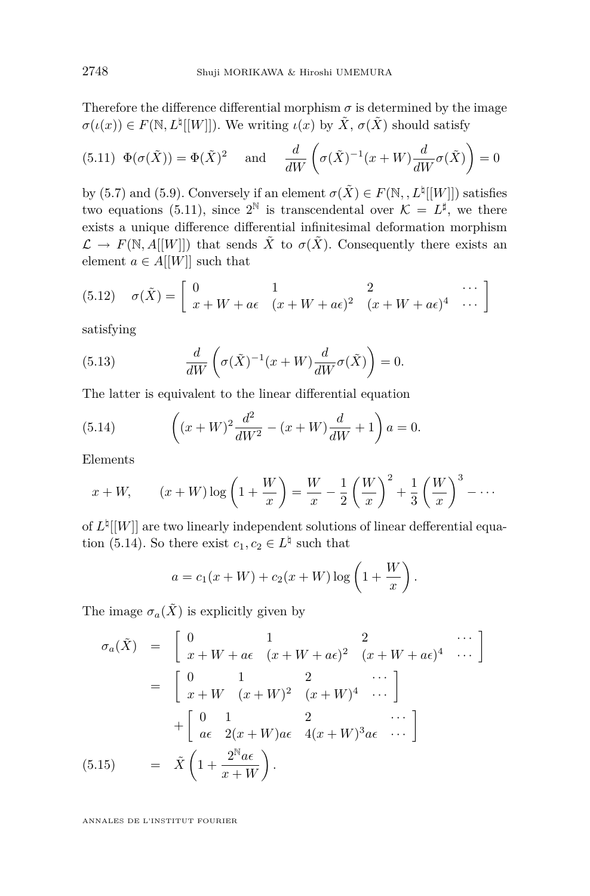Therefore the difference differential morphism $\sigma$ is determined by the image $\sigma(\iota(x)) \in F(\mathbb{N}, L^\natural[[W]])$. We writing $\iota(x)$ by $\tilde{X}$, $\sigma(\tilde{X})$ should satisfy

$$
(5.11)\quad \Phi(\sigma(\tilde{X})) = \Phi(\tilde{X})^2 \quad \text{and} \quad \frac{d}{dW}\left(\sigma(\tilde{X})^{-1}(x+W)\frac{d}{dW}\sigma(\tilde{X})\right) = 0
$$

by (5.7) and (5.9). Conversely if an element $\sigma(\tilde{X}) \in F(\mathbb{N}, , L^\natural[[W]])$ satisfies two equations (5.11), since $2^\mathbb{N}$ is transcendental over $\mathcal{K} = L^\sharp$, we there exists a unique difference differential infinitesimal deformation morphism $\mathcal{L} \to F(\mathbb{N}, A[[W]])$ that sends $\tilde{X}$ to $\sigma(\tilde{X})$. Consequently there exists an element $a \in A[[W]]$ such that

$$
(5.12)\quad \sigma(\tilde{X}) = \begin{bmatrix} 0 & 1 & 2 & \cdots \\ x+W+a\epsilon & (x+W+a\epsilon)^2 & (x+W+a\epsilon)^4 & \cdots \end{bmatrix}
$$

satisfying

$$
(5.13)\qquad \frac{d}{dW}\left(\sigma(\tilde{X})^{-1}(x+W)\frac{d}{dW}\sigma(\tilde{X})\right) = 0.
$$

The latter is equivalent to the linear differential equation

$$
(5.14)\qquad \left((x+W)^2\frac{d^2}{dW^2} - (x+W)\frac{d}{dW} + 1\right)a = 0.
$$

Elements

$$
x+W, \qquad (x+W)\log\left(1+\frac{W}{x}\right) = \frac{W}{x} - \frac{1}{2}\left(\frac{W}{x}\right)^2 + \frac{1}{3}\left(\frac{W}{x}\right)^3 - \cdots
$$

of $L^\natural[[W]]$ are two linearly independent solutions of linear defferential equation (5.14). So there exist $c_1, c_2 \in L^\natural$ such that

$$
a = c_1(x+W) + c_2(x+W)\log\left(1+\frac{W}{x}\right).
$$

The image $\sigma_a(\tilde{X})$ is explicitly given by

$$
\begin{aligned}
\sigma_a(\tilde{X}) &= \begin{bmatrix} 0 & 1 & 2 & \cdots \\ x+W+a\epsilon & (x+W+a\epsilon)^2 & (x+W+a\epsilon)^4 & \cdots \end{bmatrix} \\
&= \begin{bmatrix} 0 & 1 & 2 & \cdots \\ x+W & (x+W)^2 & (x+W)^4 & \cdots \end{bmatrix} \\
&\quad + \begin{bmatrix} 0 & 1 & 2 & \cdots \\ a\epsilon & 2(x+W)a\epsilon & 4(x+W)^3 a\epsilon & \cdots \end{bmatrix} \\
&= \tilde{X}\left(1 + \frac{2^\mathbb{N} a\epsilon}{x+W}\right). \qquad (5.15)
\end{aligned}
$$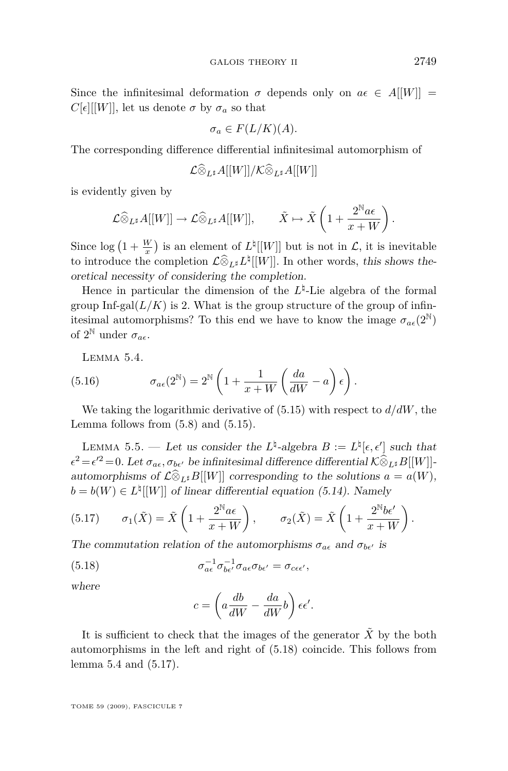Since the infinitesimal deformation $\sigma$ depends only on $a\epsilon \in A[[W]] = C[\epsilon][[W]]$, let us denote $\sigma$ by $\sigma_a$ so that

$$\sigma_a \in F(L/K)(A).$$

The corresponding difference differential infinitesimal automorphism of

$$\mathcal{L}\widehat{\otimes}_{L^\natural} A[[W]]/\mathcal{K}\widehat{\otimes}_{L^\natural} A[[W]]$$

is evidently given by

$$\mathcal{L}\widehat{\otimes}_{L^\natural} A[[W]] \to \mathcal{L}\widehat{\otimes}_{L^\natural} A[[W]], \qquad \tilde{X} \mapsto \tilde{X}\left(1 + \frac{2^{\mathbb{N}} a\epsilon}{x+W}\right).$$

Since $\log\left(1+\frac{W}{x}\right)$ is an element of $L^\natural[[W]]$ but is not in $\mathcal{L}$, it is inevitable to introduce the completion $\mathcal{L}\widehat{\otimes}_{L^\natural} L^\natural[[W]]$. In other words, *this shows theoretical necessity of considering the completion*.

Hence in particular the dimension of the $L^\natural$-Lie algebra of the formal group $\text{Inf-gal}(L/K)$ is 2. What is the group structure of the group of infinitesimal automorphisms? To this end we have to know the image $\sigma_{a\epsilon}(2^{\mathbb{N}})$ of $2^{\mathbb{N}}$ under $\sigma_{a\epsilon}$.

Lemma 5.4.

$$\sigma_{a\epsilon}(2^{\mathbb{N}}) = 2^{\mathbb{N}}\left(1 + \frac{1}{x+W}\left(\frac{da}{dW} - a\right)\epsilon\right). \tag{5.16}$$

We taking the logarithmic derivative of (5.15) with respect to $d/dW$, the Lemma follows from (5.8) and (5.15).

Lemma 5.5. — *Let us consider the $L^\natural$-algebra $B := L^\natural[\epsilon, \epsilon']$ such that $\epsilon^2 = \epsilon'^2 = 0$. Let $\sigma_{a\epsilon}, \sigma_{b\epsilon'}$ be infinitesimal difference differential $\mathcal{K}\widehat{\otimes}_{L^\natural} B[[W]]$-automorphisms of $\mathcal{L}\widehat{\otimes}_{L^\natural} B[[W]]$ corresponding to the solutions $a = a(W)$, $b = b(W) \in L^\natural[[W]]$ of linear differential equation (5.14). Namely*

$$\sigma_1(\tilde{X}) = \tilde{X}\left(1 + \frac{2^{\mathbb{N}} a\epsilon}{x+W}\right), \qquad \sigma_2(\tilde{X}) = \tilde{X}\left(1 + \frac{2^{\mathbb{N}} b\epsilon'}{x+W}\right). \tag{5.17}$$

*The commutation relation of the automorphisms $\sigma_{a\epsilon}$ and $\sigma_{b\epsilon'}$ is*

$$\sigma_{a\epsilon}^{-1}\sigma_{b\epsilon'}^{-1}\sigma_{a\epsilon}\sigma_{b\epsilon'} = \sigma_{c\epsilon\epsilon'}, \tag{5.18}$$

*where*

$$c = \left(a\frac{db}{dW} - \frac{da}{dW}b\right)\epsilon\epsilon'.$$

It is sufficient to check that the images of the generator $\tilde{X}$ by the both automorphisms in the left and right of (5.18) coincide. This follows from lemma 5.4 and (5.17).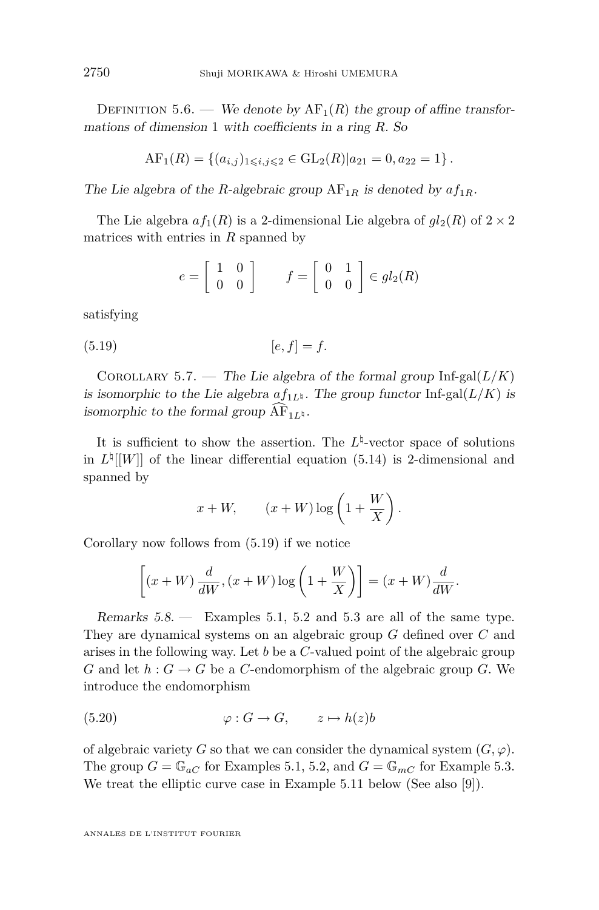Definition 5.6. — *We denote by* $\mathrm{AF}_1(R)$ *the group of affine transformations of dimension* 1 *with coefficients in a ring* $R$*. So*

$$\mathrm{AF}_1(R) = \{(a_{i,j})_{1 \leqslant i,j \leqslant 2} \in \mathrm{GL}_2(R) | a_{21} = 0, a_{22} = 1\}.$$

*The Lie algebra of the* $R$*-algebraic group* $\mathrm{AF}_{1R}$ *is denoted by* $af_{1R}$*.*

The Lie algebra $af_1(R)$ is a 2-dimensional Lie algebra of $gl_2(R)$ of $2 \times 2$ matrices with entries in $R$ spanned by

$$e = \begin{bmatrix} 1 & 0 \\ 0 & 0 \end{bmatrix} \qquad f = \begin{bmatrix} 0 & 1 \\ 0 & 0 \end{bmatrix} \in gl_2(R)$$

satisfying

$$[e, f] = f. \tag{5.19}$$

Corollary 5.7. — *The Lie algebra of the formal group* Inf-gal$(L/K)$ *is isomorphic to the Lie algebra* $af_{1L^\natural}$*. The group functor* Inf-gal$(L/K)$ *is isomorphic to the formal group* $\widehat{\mathrm{AF}}_{1L^\natural}$*.*

It is sufficient to show the assertion. The $L^\natural$-vector space of solutions in $L^\natural[[W]]$ of the linear differential equation (5.14) is 2-dimensional and spanned by

$$x + W, \qquad (x + W) \log\left(1 + \frac{W}{X}\right).$$

Corollary now follows from (5.19) if we notice

$$\left[(x + W)\frac{d}{dW}, (x + W)\log\left(1 + \frac{W}{X}\right)\right] = (x + W)\frac{d}{dW}.$$

*Remarks 5.8.* — Examples 5.1, 5.2 and 5.3 are all of the same type. They are dynamical systems on an algebraic group $G$ defined over $C$ and arises in the following way. Let $b$ be a $C$-valued point of the algebraic group $G$ and let $h : G \to G$ be a $C$-endomorphism of the algebraic group $G$. We introduce the endomorphism

$$\varphi : G \to G, \qquad z \mapsto h(z)b \tag{5.20}$$

of algebraic variety $G$ so that we can consider the dynamical system $(G, \varphi)$. The group $G = \mathbb{G}_{aC}$ for Examples 5.1, 5.2, and $G = \mathbb{G}_{mC}$ for Example 5.3. We treat the elliptic curve case in Example 5.11 below (See also [9]).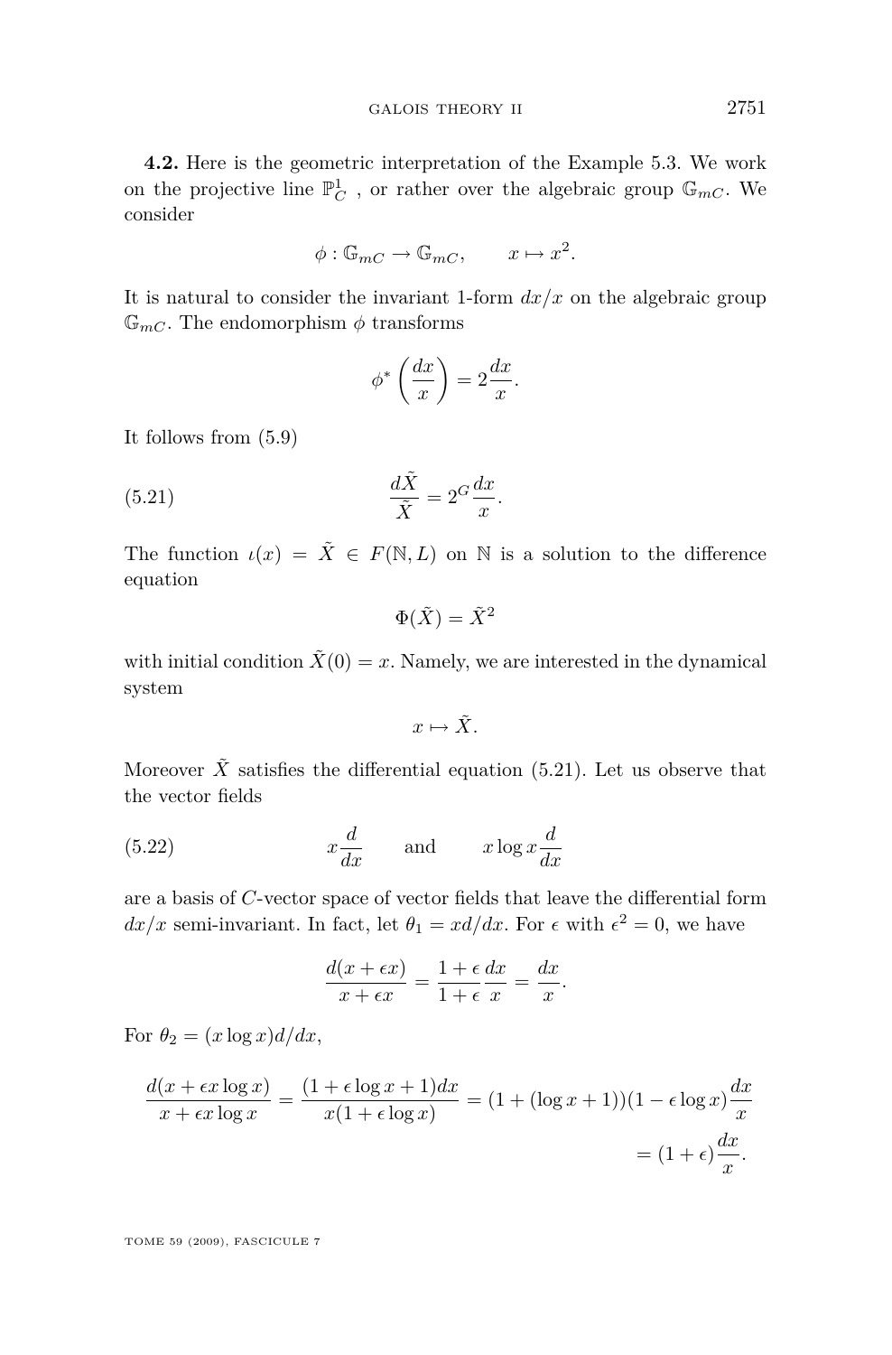**4.2.** Here is the geometric interpretation of the Example 5.3. We work on the projective line $\mathbb{P}^1_C$ , or rather over the algebraic group $\mathbb{G}_{mC}$. We consider

$$\phi : \mathbb{G}_{mC} \to \mathbb{G}_{mC}, \qquad x \mapsto x^2.$$

It is natural to consider the invariant 1-form $dx/x$ on the algebraic group $\mathbb{G}_{mC}$. The endomorphism $\phi$ transforms

$$\phi^* \left( \frac{dx}{x} \right) = 2 \frac{dx}{x}.$$

It follows from (5.9)

$$\frac{d\tilde{X}}{\tilde{X}} = 2^G \frac{dx}{x}. \tag{5.21}$$

The function $\iota(x) = \tilde{X} \in F(\mathbb{N}, L)$ on $\mathbb{N}$ is a solution to the difference equation

$$\Phi(\tilde{X}) = \tilde{X}^2$$

with initial condition $\tilde{X}(0) = x$. Namely, we are interested in the dynamical system

$$x \mapsto \tilde{X}.$$

Moreover $\tilde{X}$ satisfies the differential equation (5.21). Let us observe that the vector fields

$$x \frac{d}{dx} \qquad \text{and} \qquad x \log x \frac{d}{dx} \tag{5.22}$$

are a basis of $C$-vector space of vector fields that leave the differential form $dx/x$ semi-invariant. In fact, let $\theta_1 = xd/dx$. For $\epsilon$ with $\epsilon^2 = 0$, we have

$$\frac{d(x + \epsilon x)}{x + \epsilon x} = \frac{1 + \epsilon}{1 + \epsilon} \frac{dx}{x} = \frac{dx}{x}.$$

For $\theta_2 = (x \log x) d/dx$,

$$\begin{aligned} \frac{d(x + \epsilon x \log x)}{x + \epsilon x \log x} = \frac{(1 + \epsilon \log x + 1)dx}{x(1 + \epsilon \log x)} &= (1 + (\log x + 1))(1 - \epsilon \log x) \frac{dx}{x} \\ &= (1 + \epsilon) \frac{dx}{x}. \end{aligned}$$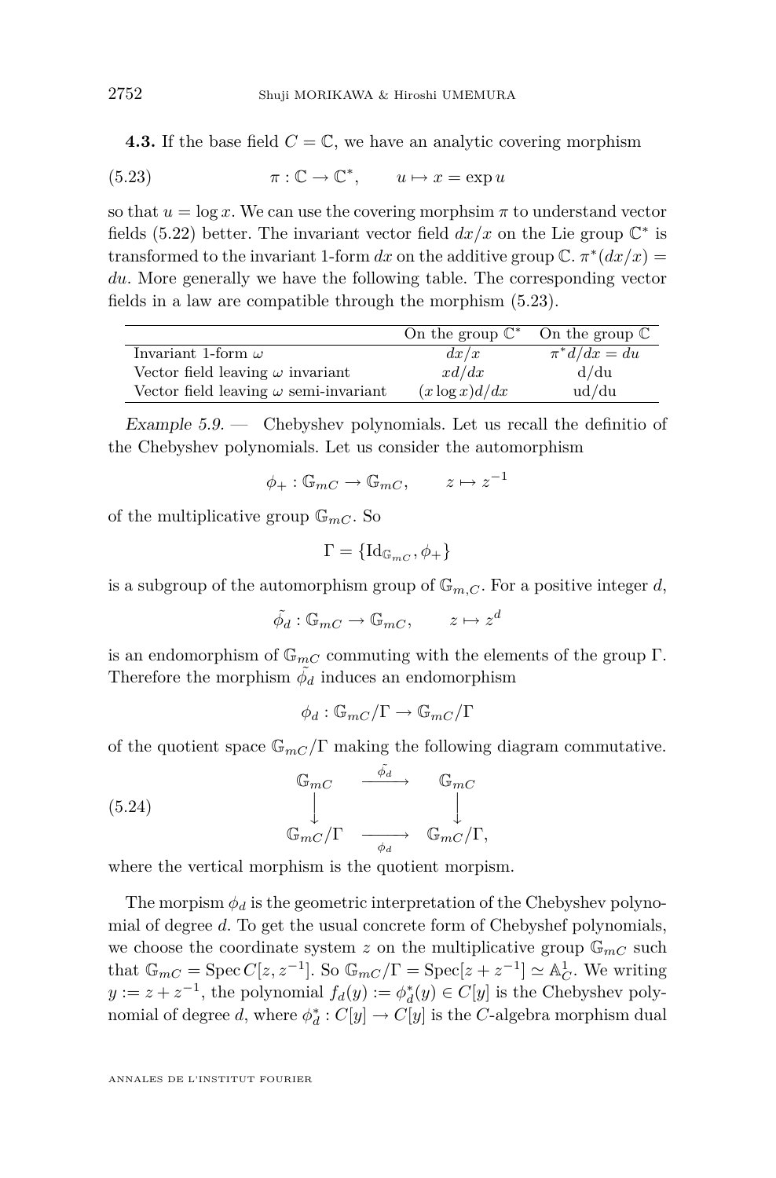**4.3.** If the base field $C = \mathbb{C}$, we have an analytic covering morphism

$$\pi : \mathbb{C} \to \mathbb{C}^*, \qquad u \mapsto x = \exp u \tag{5.23}$$

so that $u = \log x$. We can use the covering morphsim $\pi$ to understand vector fields (5.22) better. The invariant vector field $dx/x$ on the Lie group $\mathbb{C}^*$ is transformed to the invariant 1-form $dx$ on the additive group $\mathbb{C}$. $\pi^*(dx/x) = du$. More generally we have the following table. The corresponding vector fields in a law are compatible through the morphism (5.23).

| | On the group $\mathbb{C}^*$ | On the group $\mathbb{C}$ |
|---|---|---|
| Invariant 1-form $\omega$ | $dx/x$ | $\pi^* d/dx = du$ |
| Vector field leaving $\omega$ invariant | $xd/dx$ | $\mathrm{d/du}$ |
| Vector field leaving $\omega$ semi-invariant | $(x \log x)d/dx$ | $\mathrm{ud/du}$ |

*Example 5.9.* — Chebyshev polynomials. Let us recall the definitio of the Chebyshev polynomials. Let us consider the automorphism

$$\phi_+ : \mathbb{G}_{mC} \to \mathbb{G}_{mC}, \qquad z \mapsto z^{-1}$$

of the multiplicative group $\mathbb{G}_{mC}$. So

$$\Gamma = \{\mathrm{Id}_{\mathbb{G}_{mC}}, \phi_+\}$$

is a subgroup of the automorphism group of $\mathbb{G}_{m,C}$. For a positive integer $d$,

$$\tilde{\phi_d} : \mathbb{G}_{mC} \to \mathbb{G}_{mC}, \qquad z \mapsto z^d$$

is an endomorphism of $\mathbb{G}_{mC}$ commuting with the elements of the group $\Gamma$. Therefore the morphism $\tilde{\phi_d}$ induces an endomorphism

$$\phi_d : \mathbb{G}_{mC}/\Gamma \to \mathbb{G}_{mC}/\Gamma$$

of the quotient space $\mathbb{G}_{mC}/\Gamma$ making the following diagram commutative.

$$\begin{array}{ccc} \mathbb{G}_{mC} & \xrightarrow{\tilde{\phi_d}} & \mathbb{G}_{mC} \\ \downarrow & & \downarrow \\ \mathbb{G}_{mC}/\Gamma & \xrightarrow[\phi_d]{} & \mathbb{G}_{mC}/\Gamma, \end{array} \tag{5.24}$$

where the vertical morphism is the quotient morpism.

The morpism $\phi_d$ is the geometric interpretation of the Chebyshev polynomial of degree $d$. To get the usual concrete form of Chebyshef polynomials, we choose the coordinate system $z$ on the multiplicative group $\mathbb{G}_{mC}$ such that $\mathbb{G}_{mC} = \operatorname{Spec} C[z, z^{-1}]$. So $\mathbb{G}_{mC}/\Gamma = \operatorname{Spec}[z + z^{-1}] \simeq \mathbb{A}^1_C$. We writing $y := z + z^{-1}$, the polynomial $f_d(y) := \phi_d^*(y) \in C[y]$ is the Chebyshev polynomial of degree $d$, where $\phi_d^* : C[y] \to C[y]$ is the $C$-algebra morphism dual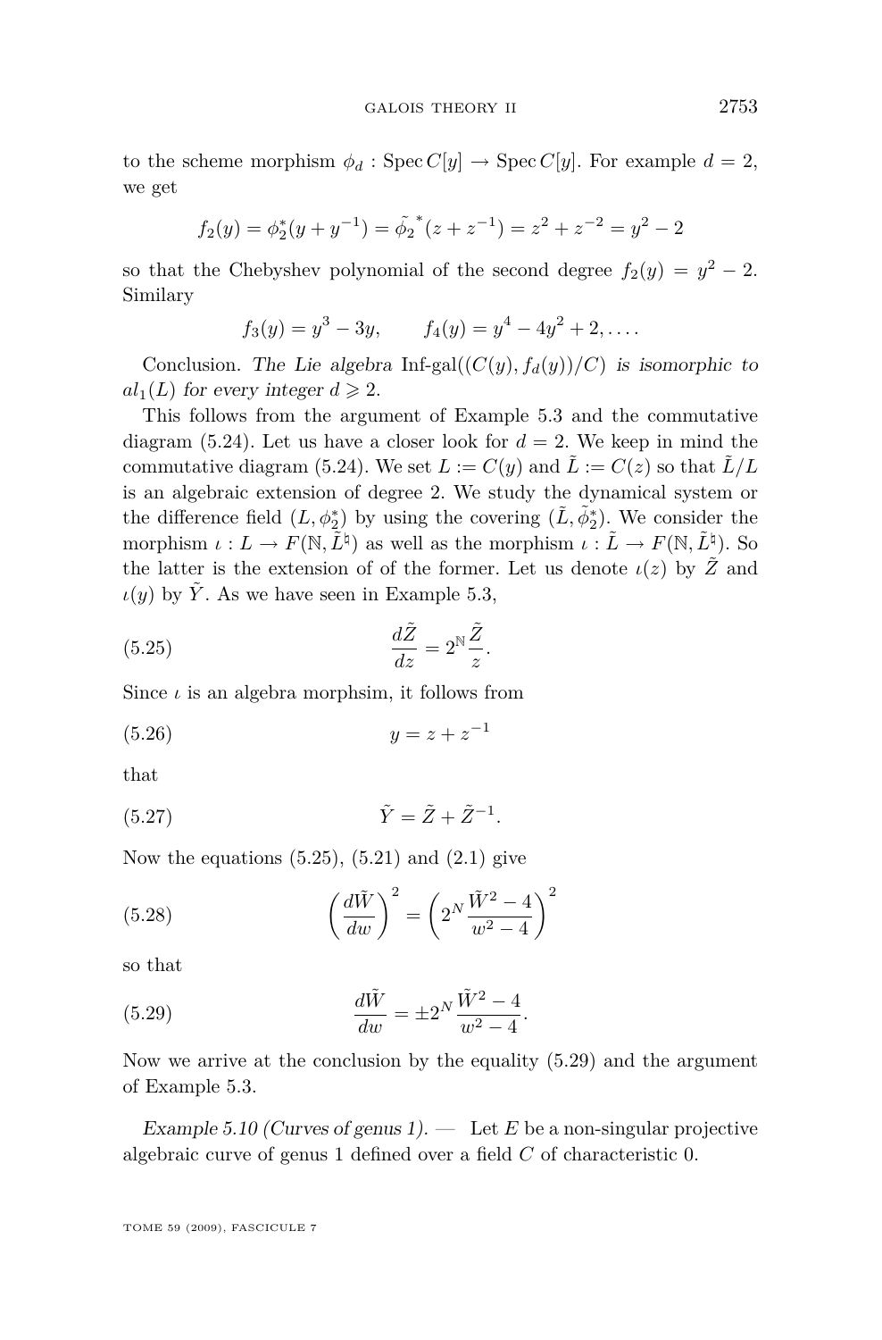to the scheme morphism $\phi_d : \operatorname{Spec} C[y] \to \operatorname{Spec} C[y]$. For example $d = 2$, we get

$$f_2(y) = \phi_2^*(y + y^{-1}) = \tilde{\phi_2}^*(z + z^{-1}) = z^2 + z^{-2} = y^2 - 2$$

so that the Chebyshev polynomial of the second degree $f_2(y) = y^2 - 2$. Similary

$$f_3(y) = y^3 - 3y, \qquad f_4(y) = y^4 - 4y^2 + 2, \ldots .$$

Conclusion. *The Lie algebra* Inf-gal$((C(y), f_d(y))/C)$ *is isomorphic to* $al_1(L)$ *for every integer* $d \geqslant 2$.

This follows from the argument of Example 5.3 and the commutative diagram (5.24). Let us have a closer look for $d = 2$. We keep in mind the commutative diagram (5.24). We set $L := C(y)$ and $\tilde{L} := C(z)$ so that $\tilde{L}/L$ is an algebraic extension of degree 2. We study the dynamical system or the difference field $(L, \phi_2^*)$ by using the covering $(\tilde{L}, \tilde{\phi}_2^*)$. We consider the morphism $\iota : L \to F(\mathbb{N}, \tilde{L}^\natural)$ as well as the morphism $\iota : \tilde{L} \to F(\mathbb{N}, \tilde{L}^\natural)$. So the latter is the extension of of the former. Let us denote $\iota(z)$ by $\tilde{Z}$ and $\iota(y)$ by $\tilde{Y}$. As we have seen in Example 5.3,

$$\frac{d\tilde{Z}}{dz} = 2^{\mathbb{N}} \frac{\tilde{Z}}{z}. \tag{5.25}$$

Since $\iota$ is an algebra morphsim, it follows from

$$y = z + z^{-1} \tag{5.26}$$

that

$$\tilde{Y} = \tilde{Z} + \tilde{Z}^{-1}. \tag{5.27}$$

Now the equations (5.25), (5.21) and (2.1) give

$$\left(\frac{d\tilde{W}}{dw}\right)^2 = \left(2^N \frac{\tilde{W}^2 - 4}{w^2 - 4}\right)^2 \tag{5.28}$$

so that

$$\frac{d\tilde{W}}{dw} = \pm 2^N \frac{\tilde{W}^2 - 4}{w^2 - 4}. \tag{5.29}$$

Now we arrive at the conclusion by the equality (5.29) and the argument of Example 5.3.

*Example 5.10 (Curves of genus 1).* — Let $E$ be a non-singular projective algebraic curve of genus 1 defined over a field $C$ of characteristic 0.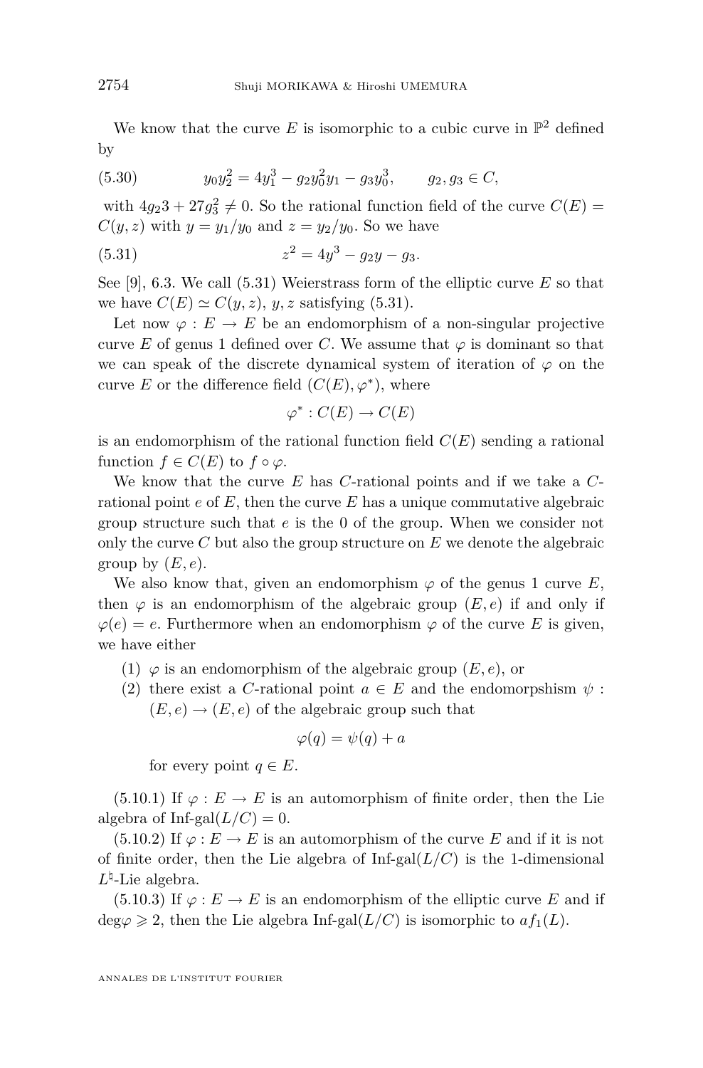We know that the curve $E$ is isomorphic to a cubic curve in $\mathbb{P}^2$ defined by

$$y_0 y_2^2 = 4y_1^3 - g_2 y_0^2 y_1 - g_3 y_0^3, \qquad g_2, g_3 \in C, \tag{5.30}$$

with $4g_2 3 + 27g_3^2 \neq 0$. So the rational function field of the curve $C(E) = C(y,z)$ with $y = y_1/y_0$ and $z = y_2/y_0$. So we have

$$z^2 = 4y^3 - g_2 y - g_3. \tag{5.31}$$

See [9], 6.3. We call (5.31) Weierstrass form of the elliptic curve $E$ so that we have $C(E) \simeq C(y,z)$, $y, z$ satisfying (5.31).

Let now $\varphi : E \to E$ be an endomorphism of a non-singular projective curve $E$ of genus 1 defined over $C$. We assume that $\varphi$ is dominant so that we can speak of the discrete dynamical system of iteration of $\varphi$ on the curve $E$ or the difference field $(C(E), \varphi^*)$, where

$$\varphi^* : C(E) \to C(E)$$

is an endomorphism of the rational function field $C(E)$ sending a rational function $f \in C(E)$ to $f \circ \varphi$.

We know that the curve $E$ has $C$-rational points and if we take a $C$-rational point $e$ of $E$, then the curve $E$ has a unique commutative algebraic group structure such that $e$ is the 0 of the group. When we consider not only the curve $C$ but also the group structure on $E$ we denote the algebraic group by $(E, e)$.

We also know that, given an endomorphism $\varphi$ of the genus 1 curve $E$, then $\varphi$ is an endomorphism of the algebraic group $(E, e)$ if and only if $\varphi(e) = e$. Furthermore when an endomorphism $\varphi$ of the curve $E$ is given, we have either

(1) $\varphi$ is an endomorphism of the algebraic group $(E, e)$, or
(2) there exist a $C$-rational point $a \in E$ and the endomorpshism $\psi : (E, e) \to (E, e)$ of the algebraic group such that

$$\varphi(q) = \psi(q) + a$$

for every point $q \in E$.

(5.10.1) If $\varphi : E \to E$ is an automorphism of finite order, then the Lie algebra of Inf-gal$(L/C) = 0$.

(5.10.2) If $\varphi : E \to E$ is an automorphism of the curve $E$ and if it is not of finite order, then the Lie algebra of Inf-gal$(L/C)$ is the 1-dimensional $L^\natural$-Lie algebra.

(5.10.3) If $\varphi : E \to E$ is an endomorphism of the elliptic curve $E$ and if $\deg\varphi \geqslant 2$, then the Lie algebra Inf-gal$(L/C)$ is isomorphic to $af_1(L)$.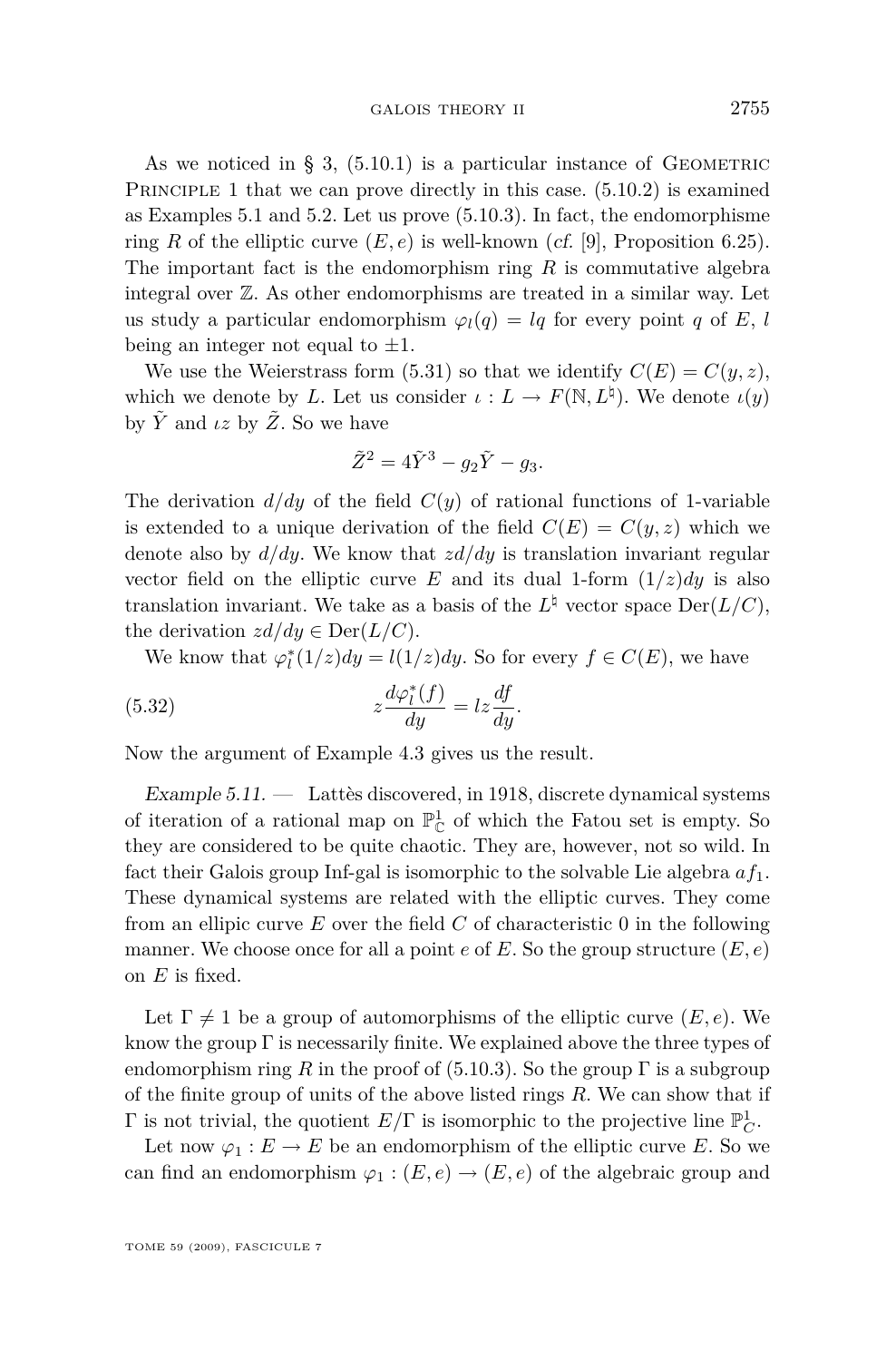As we noticed in § 3, (5.10.1) is a particular instance of Geometric Principle 1 that we can prove directly in this case. (5.10.2) is examined as Examples 5.1 and 5.2. Let us prove (5.10.3). In fact, the endomorphisme ring $R$ of the elliptic curve $(E, e)$ is well-known (*cf.* [9], Proposition 6.25). The important fact is the endomorphism ring $R$ is commutative algebra integral over $\mathbb{Z}$. As other endomorphisms are treated in a similar way. Let us study a particular endomorphism $\varphi_l(q) = lq$ for every point $q$ of $E$, $l$ being an integer not equal to $\pm 1$.

We use the Weierstrass form (5.31) so that we identify $C(E) = C(y, z)$, which we denote by $L$. Let us consider $\iota : L \to F(\mathbb{N}, L^\natural)$. We denote $\iota(y)$ by $\tilde{Y}$ and $\iota z$ by $\tilde{Z}$. So we have

$$\tilde{Z}^2 = 4\tilde{Y}^3 - g_2\tilde{Y} - g_3.$$

The derivation $d/dy$ of the field $C(y)$ of rational functions of 1-variable is extended to a unique derivation of the field $C(E) = C(y, z)$ which we denote also by $d/dy$. We know that $zd/dy$ is translation invariant regular vector field on the elliptic curve $E$ and its dual 1-form $(1/z)dy$ is also translation invariant. We take as a basis of the $L^\natural$ vector space $\mathrm{Der}(L/C)$, the derivation $zd/dy \in \mathrm{Der}(L/C)$.

We know that $\varphi_l^*(1/z)dy = l(1/z)dy$. So for every $f \in C(E)$, we have

$$z\frac{d\varphi_l^*(f)}{dy} = lz\frac{df}{dy}. \tag{5.32}$$

Now the argument of Example 4.3 gives us the result.

*Example 5.11.* — Lattès discovered, in 1918, discrete dynamical systems of iteration of a rational map on $\mathbb{P}^1_{\mathbb{C}}$ of which the Fatou set is empty. So they are considered to be quite chaotic. They are, however, not so wild. In fact their Galois group Inf-gal is isomorphic to the solvable Lie algebra $af_1$. These dynamical systems are related with the elliptic curves. They come from an ellipic curve $E$ over the field $C$ of characteristic 0 in the following manner. We choose once for all a point $e$ of $E$. So the group structure $(E, e)$ on $E$ is fixed.

Let $\Gamma \neq 1$ be a group of automorphisms of the elliptic curve $(E, e)$. We know the group $\Gamma$ is necessarily finite. We explained above the three types of endomorphism ring $R$ in the proof of (5.10.3). So the group $\Gamma$ is a subgroup of the finite group of units of the above listed rings $R$. We can show that if $\Gamma$ is not trivial, the quotient $E/\Gamma$ is isomorphic to the projective line $\mathbb{P}^1_C$.

Let now $\varphi_1 : E \to E$ be an endomorphism of the elliptic curve $E$. So we can find an endomorphism $\varphi_1 : (E, e) \to (E, e)$ of the algebraic group and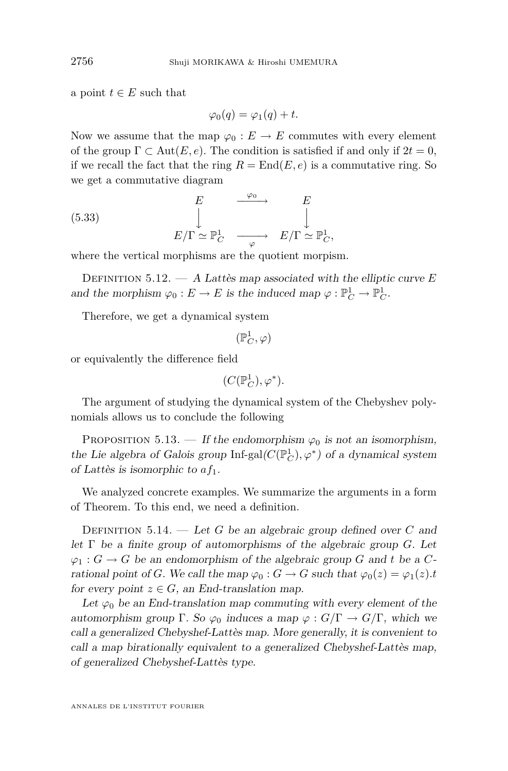a point $t \in E$ such that

$$\varphi_0(q) = \varphi_1(q) + t.$$

Now we assume that the map $\varphi_0 : E \to E$ commutes with every element of the group $\Gamma \subset \mathrm{Aut}(E, e)$. The condition is satisfied if and only if $2t = 0$, if we recall the fact that the ring $R = \mathrm{End}(E, e)$ is a commutative ring. So we get a commutative diagram

$$\begin{array}{ccc} E & \xrightarrow{\varphi_0} & E \\ \Big\downarrow & & \Big\downarrow \\ E/\Gamma \simeq \mathbb{P}^1_C & \xrightarrow[\varphi]{} & E/\Gamma \simeq \mathbb{P}^1_C, \end{array} \tag{5.33}$$

where the vertical morphisms are the quotient morpism.

Definition 5.12. — *A Lattès map associated with the elliptic curve $E$ and the morphism $\varphi_0 : E \to E$ is the induced map $\varphi : \mathbb{P}^1_C \to \mathbb{P}^1_C$.*

Therefore, we get a dynamical system

$$(\mathbb{P}^1_C, \varphi)$$

or equivalently the difference field

$$(C(\mathbb{P}^1_C), \varphi^*).$$

The argument of studying the dynamical system of the Chebyshev polynomials allows us to conclude the following

Proposition 5.13. — *If the endomorphism $\varphi_0$ is not an isomorphism, the Lie algebra of Galois group $\text{Inf-gal}(C(\mathbb{P}^1_C), \varphi^*)$ of a dynamical system of Lattès is isomorphic to $af_1$.*

We analyzed concrete examples. We summarize the arguments in a form of Theorem. To this end, we need a definition.

Definition 5.14. — *Let $G$ be an algebraic group defined over $C$ and let $\Gamma$ be a finite group of automorphisms of the algebraic group $G$. Let $\varphi_1 : G \to G$ be an endomorphism of the algebraic group $G$ and $t$ be a $C$-rational point of $G$. We call the map $\varphi_0 : G \to G$ such that $\varphi_0(z) = \varphi_1(z).t$ for every point $z \in G$, an End-translation map.*

*Let $\varphi_0$ be an End-translation map commuting with every element of the automorphism group $\Gamma$. So $\varphi_0$ induces a map $\varphi : G/\Gamma \to G/\Gamma$, which we call a generalized Chebyshef-Lattès map. More generally, it is convenient to call a map birationally equivalent to a generalized Chebyshef-Lattès map, of generalized Chebyshef-Lattès type.*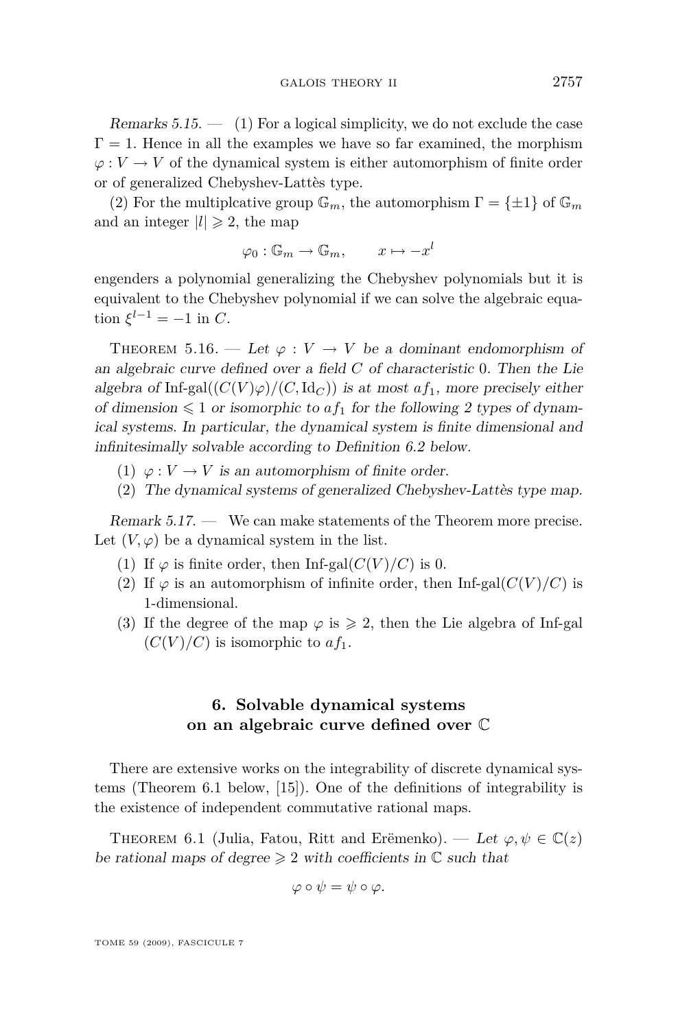*Remarks 5.15.* — (1) For a logical simplicity, we do not exclude the case $\Gamma = 1$. Hence in all the examples we have so far examined, the morphism $\varphi : V \to V$ of the dynamical system is either automorphism of finite order or of generalized Chebyshev-Lattès type.

(2) For the multiplcative group $\mathbb{G}_m$, the automorphism $\Gamma = \{\pm 1\}$ of $\mathbb{G}_m$ and an integer $|l| \geqslant 2$, the map

$$\varphi_0 : \mathbb{G}_m \to \mathbb{G}_m, \qquad x \mapsto -x^l$$

engenders a polynomial generalizing the Chebyshev polynomials but it is equivalent to the Chebyshev polynomial if we can solve the algebraic equation $\xi^{l-1} = -1$ in $C$.

Theorem 5.16. — *Let $\varphi : V \to V$ be a dominant endomorphism of an algebraic curve defined over a field $C$ of characteristic 0. Then the Lie algebra of $\text{Inf-gal}((C(V)\varphi)/(C, \text{Id}_C))$ is at most $af_1$, more precisely either of dimension $\leqslant 1$ or isomorphic to $af_1$ for the following 2 types of dynamical systems. In particular, the dynamical system is finite dimensional and infinitesimally solvable according to Definition 6.2 below.*

1. *$\varphi : V \to V$ is an automorphism of finite order.*
2. *The dynamical systems of generalized Chebyshev-Lattès type map.*

*Remark 5.17.* — We can make statements of the Theorem more precise. Let $(V, \varphi)$ be a dynamical system in the list.

1. If $\varphi$ is finite order, then $\text{Inf-gal}(C(V)/C)$ is 0.
2. If $\varphi$ is an automorphism of infinite order, then $\text{Inf-gal}(C(V)/C)$ is 1-dimensional.
3. If the degree of the map $\varphi$ is $\geqslant 2$, then the Lie algebra of Inf-gal $(C(V)/C)$ is isomorphic to $af_1$.

## 6. Solvable dynamical systems on an algebraic curve defined over $\mathbb{C}$

There are extensive works on the integrability of discrete dynamical systems (Theorem 6.1 below, [15]). One of the definitions of integrability is the existence of independent commutative rational maps.

Theorem 6.1 (Julia, Fatou, Ritt and Erëmenko). — *Let $\varphi, \psi \in \mathbb{C}(z)$ be rational maps of degree $\geqslant 2$ with coefficients in $\mathbb{C}$ such that*

$$\varphi \circ \psi = \psi \circ \varphi.$$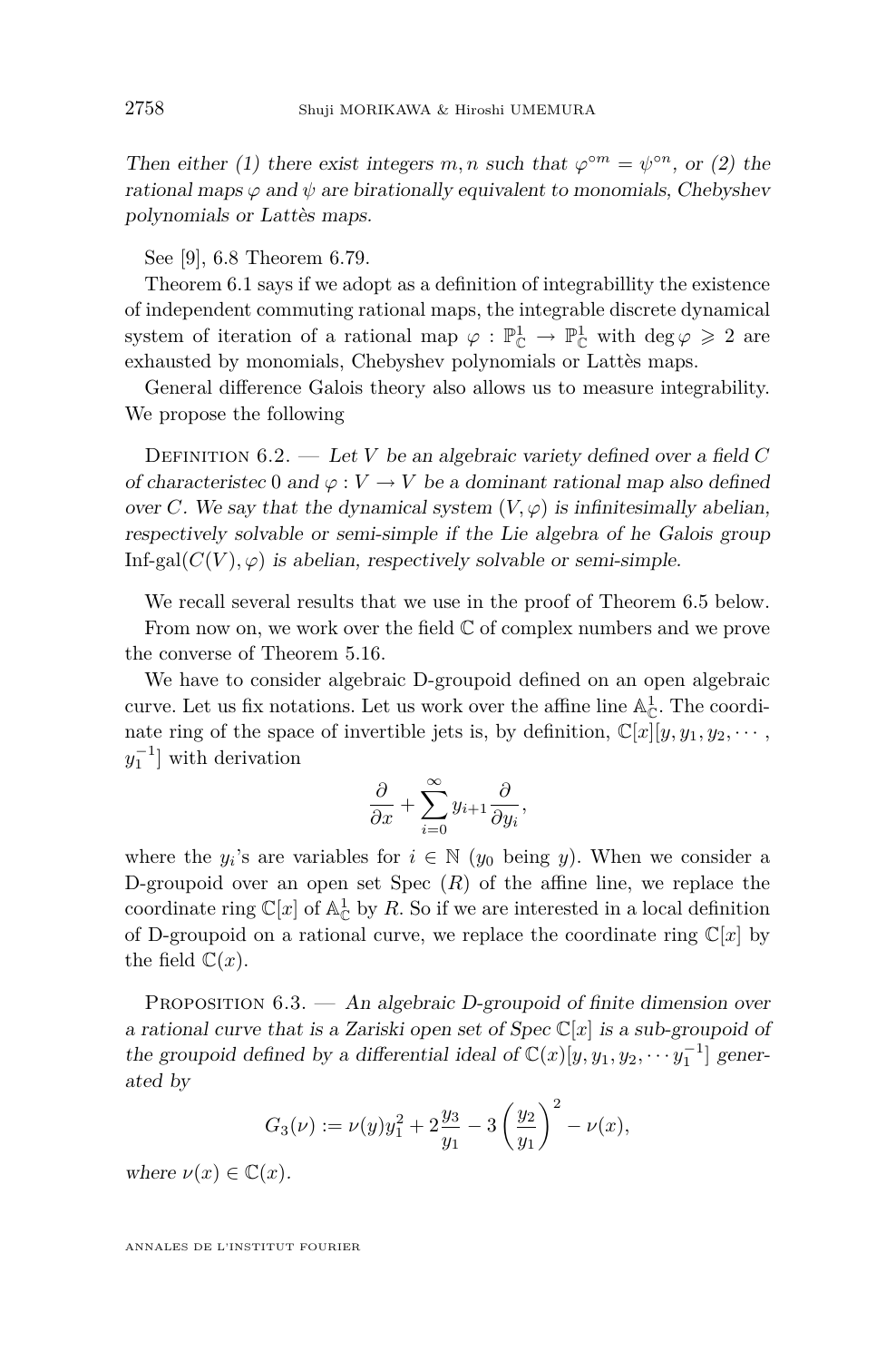*Then either (1) there exist integers $m, n$ such that $\varphi^{\circ m} = \psi^{\circ n}$, or (2) the rational maps $\varphi$ and $\psi$ are birationally equivalent to monomials, Chebyshev polynomials or Lattès maps.*

See [9], 6.8 Theorem 6.79.

Theorem 6.1 says if we adopt as a definition of integrabillity the existence of independent commuting rational maps, the integrable discrete dynamical system of iteration of a rational map $\varphi : \mathbb{P}^1_{\mathbb{C}} \to \mathbb{P}^1_{\mathbb{C}}$ with $\deg \varphi \geqslant 2$ are exhausted by monomials, Chebyshev polynomials or Lattès maps.

General difference Galois theory also allows us to measure integrability. We propose the following

Definition 6.2. — *Let $V$ be an algebraic variety defined over a field $C$ of characteristec 0 and $\varphi : V \to V$ be a dominant rational map also defined over $C$. We say that the dynamical system $(V, \varphi)$ is infinitesimally abelian, respectively solvable or semi-simple if the Lie algebra of he Galois group $\text{Inf-gal}(C(V), \varphi)$ is abelian, respectively solvable or semi-simple.*

We recall several results that we use in the proof of Theorem 6.5 below.

From now on, we work over the field $\mathbb{C}$ of complex numbers and we prove the converse of Theorem 5.16.

We have to consider algebraic D-groupoid defined on an open algebraic curve. Let us fix notations. Let us work over the affine line $\mathbb{A}^1_{\mathbb{C}}$. The coordinate ring of the space of invertible jets is, by definition, $\mathbb{C}[x][y, y_1, y_2, \cdots, y_1^{-1}]$ with derivation

$$\frac{\partial}{\partial x} + \sum_{i=0}^{\infty} y_{i+1} \frac{\partial}{\partial y_i},$$

where the $y_i$'s are variables for $i \in \mathbb{N}$ ($y_0$ being $y$). When we consider a D-groupoid over an open set Spec $(R)$ of the affine line, we replace the coordinate ring $\mathbb{C}[x]$ of $\mathbb{A}^1_{\mathbb{C}}$ by $R$. So if we are interested in a local definition of D-groupoid on a rational curve, we replace the coordinate ring $\mathbb{C}[x]$ by the field $\mathbb{C}(x)$.

Proposition 6.3. — *An algebraic D-groupoid of finite dimension over a rational curve that is a Zariski open set of Spec $\mathbb{C}[x]$ is a sub-groupoid of the groupoid defined by a differential ideal of $\mathbb{C}(x)[y, y_1, y_2, \cdots y_1^{-1}]$ generated by*

$$G_3(\nu) := \nu(y) y_1^2 + 2\frac{y_3}{y_1} - 3\left(\frac{y_2}{y_1}\right)^2 - \nu(x),$$

*where $\nu(x) \in \mathbb{C}(x)$.*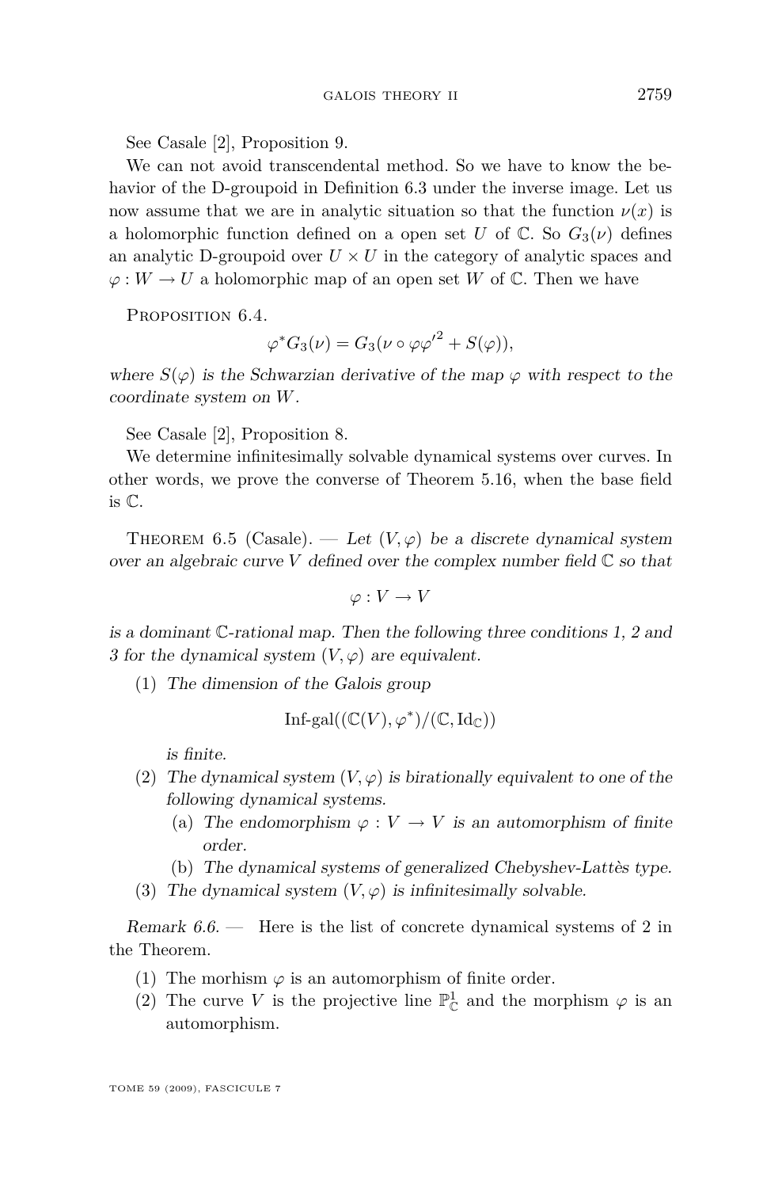See Casale [2], Proposition 9.

We can not avoid transcendental method. So we have to know the behavior of the D-groupoid in Definition 6.3 under the inverse image. Let us now assume that we are in analytic situation so that the function $\nu(x)$ is a holomorphic function defined on a open set $U$ of $\mathbb{C}$. So $G_3(\nu)$ defines an analytic D-groupoid over $U \times U$ in the category of analytic spaces and $\varphi : W \to U$ a holomorphic map of an open set $W$ of $\mathbb{C}$. Then we have

Proposition 6.4.

$$\varphi^* G_3(\nu) = G_3(\nu \circ \varphi {\varphi'}^2 + S(\varphi)),$$

*where $S(\varphi)$ is the Schwarzian derivative of the map $\varphi$ with respect to the coordinate system on $W$.*

See Casale [2], Proposition 8.

We determine infinitesimally solvable dynamical systems over curves. In other words, we prove the converse of Theorem 5.16, when the base field is $\mathbb{C}$.

Theorem 6.5 (Casale). — *Let $(V, \varphi)$ be a discrete dynamical system over an algebraic curve $V$ defined over the complex number field $\mathbb{C}$ so that*

$$\varphi : V \to V$$

*is a dominant $\mathbb{C}$-rational map. Then the following three conditions 1, 2 and 3 for the dynamical system $(V, \varphi)$ are equivalent.*

1. *The dimension of the Galois group*

$$\text{Inf-gal}((\mathbb{C}(V), \varphi^*)/(\mathbb{C}, \text{Id}_{\mathbb{C}}))$$

   *is finite.*
2. *The dynamical system $(V, \varphi)$ is birationally equivalent to one of the following dynamical systems.*
   (a) *The endomorphism $\varphi : V \to V$ is an automorphism of finite order.*
   (b) *The dynamical systems of generalized Chebyshev-Lattès type.*
3. *The dynamical system $(V, \varphi)$ is infinitesimally solvable.*

*Remark 6.6.* — Here is the list of concrete dynamical systems of 2 in the Theorem.

1. The morhism $\varphi$ is an automorphism of finite order.
2. The curve $V$ is the projective line $\mathbb{P}^1_{\mathbb{C}}$ and the morphism $\varphi$ is an automorphism.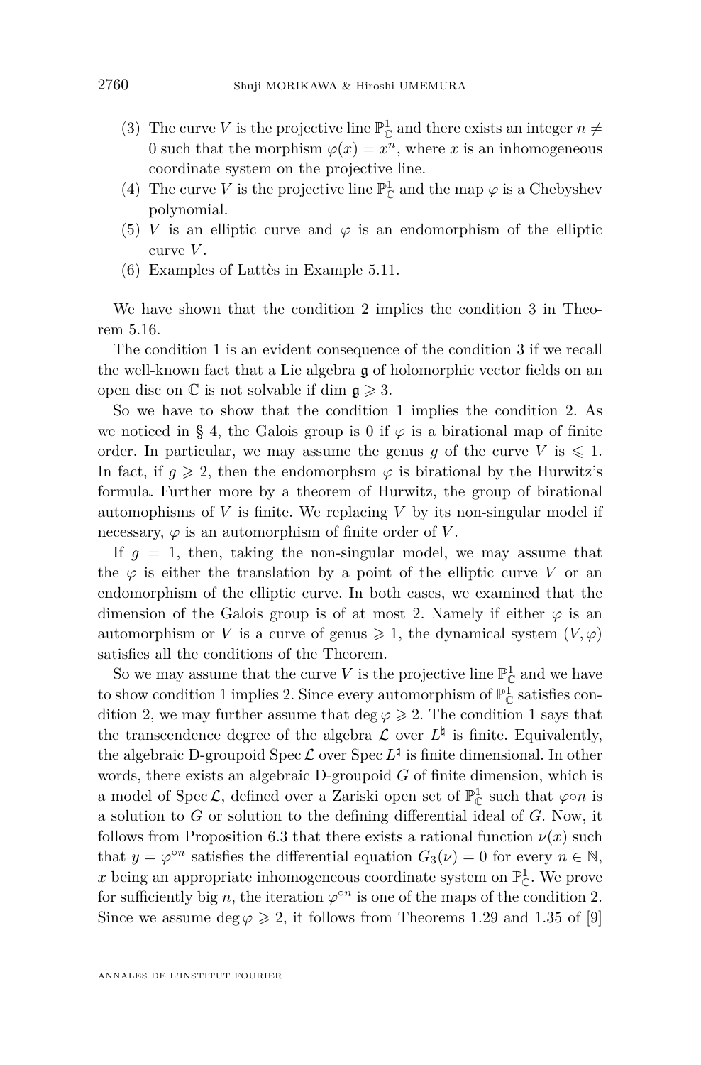(3) The curve $V$ is the projective line $\mathbb{P}^1_{\mathbb{C}}$ and there exists an integer $n \neq 0$ such that the morphism $\varphi(x) = x^n$, where $x$ is an inhomogeneous coordinate system on the projective line.
(4) The curve $V$ is the projective line $\mathbb{P}^1_{\mathbb{C}}$ and the map $\varphi$ is a Chebyshev polynomial.
(5) $V$ is an elliptic curve and $\varphi$ is an endomorphism of the elliptic curve $V$.
(6) Examples of Lattès in Example 5.11.

We have shown that the condition 2 implies the condition 3 in Theorem 5.16.

The condition 1 is an evident consequence of the condition 3 if we recall the well-known fact that a Lie algebra $\mathfrak{g}$ of holomorphic vector fields on an open disc on $\mathbb{C}$ is not solvable if $\dim \mathfrak{g} \geqslant 3$.

So we have to show that the condition 1 implies the condition 2. As we noticed in § 4, the Galois group is 0 if $\varphi$ is a birational map of finite order. In particular, we may assume the genus $g$ of the curve $V$ is $\leqslant 1$. In fact, if $g \geqslant 2$, then the endomorphsm $\varphi$ is birational by the Hurwitz's formula. Further more by a theorem of Hurwitz, the group of birational automophisms of $V$ is finite. We replacing $V$ by its non-singular model if necessary, $\varphi$ is an automorphism of finite order of $V$.

If $g = 1$, then, taking the non-singular model, we may assume that the $\varphi$ is either the translation by a point of the elliptic curve $V$ or an endomorphism of the elliptic curve. In both cases, we examined that the dimension of the Galois group is of at most 2. Namely if either $\varphi$ is an automorphism or $V$ is a curve of genus $\geqslant 1$, the dynamical system $(V, \varphi)$ satisfies all the conditions of the Theorem.

So we may assume that the curve $V$ is the projective line $\mathbb{P}^1_{\mathbb{C}}$ and we have to show condition 1 implies 2. Since every automorphism of $\mathbb{P}^1_{\mathbb{C}}$ satisfies condition 2, we may further assume that $\deg \varphi \geqslant 2$. The condition 1 says that the transcendence degree of the algebra $\mathcal{L}$ over $L^\natural$ is finite. Equivalently, the algebraic D-groupoid $\operatorname{Spec} \mathcal{L}$ over $\operatorname{Spec} L^\natural$ is finite dimensional. In other words, there exists an algebraic D-groupoid $G$ of finite dimension, which is a model of $\operatorname{Spec} \mathcal{L}$, defined over a Zariski open set of $\mathbb{P}^1_{\mathbb{C}}$ such that $\varphi \circ n$ is a solution to $G$ or solution to the defining differential ideal of $G$. Now, it follows from Proposition 6.3 that there exists a rational function $\nu(x)$ such that $y = \varphi^{\circ n}$ satisfies the differential equation $G_3(\nu) = 0$ for every $n \in \mathbb{N}$, $x$ being an appropriate inhomogeneous coordinate system on $\mathbb{P}^1_{\mathbb{C}}$. We prove for sufficiently big $n$, the iteration $\varphi^{\circ n}$ is one of the maps of the condition 2. Since we assume $\deg \varphi \geqslant 2$, it follows from Theorems 1.29 and 1.35 of [9]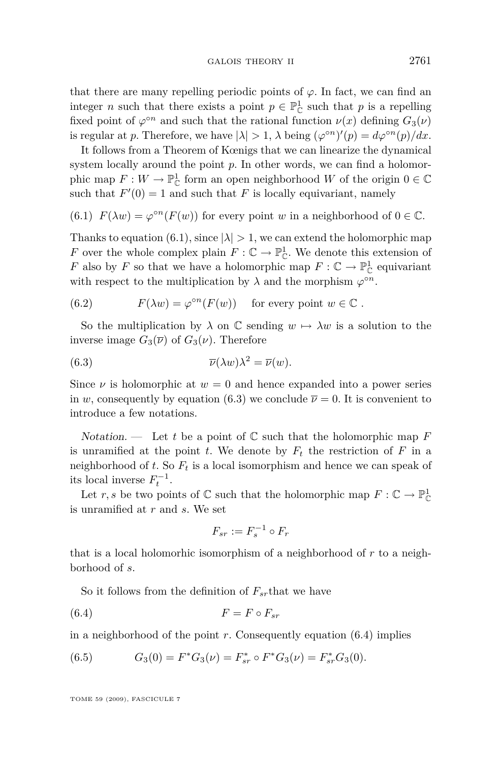that there are many repelling periodic points of $\varphi$. In fact, we can find an integer $n$ such that there exists a point $p \in \mathbb{P}^1_{\mathbb{C}}$ such that $p$ is a repelling fixed point of $\varphi^{\circ n}$ and such that the rational function $\nu(x)$ defining $G_3(\nu)$ is regular at $p$. Therefore, we have $|\lambda| > 1$, $\lambda$ being $(\varphi^{\circ n})'(p) = d\varphi^{\circ n}(p)/dx$.

It follows from a Theorem of Kœnigs that we can linearize the dynamical system locally around the point $p$. In other words, we can find a holomorphic map $F : W \to \mathbb{P}^1_{\mathbb{C}}$ form an open neighborhood $W$ of the origin $0 \in \mathbb{C}$ such that $F'(0) = 1$ and such that $F$ is locally equivariant, namely

(6.1) $F(\lambda w) = \varphi^{\circ n}(F(w))$ for every point $w$ in a neighborhood of $0 \in \mathbb{C}$.

Thanks to equation (6.1), since $|\lambda| > 1$, we can extend the holomorphic map $F$ over the whole complex plain $F : \mathbb{C} \to \mathbb{P}^1_{\mathbb{C}}$. We denote this extension of $F$ also by $F$ so that we have a holomorphic map $F : \mathbb{C} \to \mathbb{P}^1_{\mathbb{C}}$ equivariant with respect to the multiplication by $\lambda$ and the morphism $\varphi^{\circ n}$.

$$F(\lambda w) = \varphi^{\circ n}(F(w)) \quad \text{for every point } w \in \mathbb{C}\,. \tag{6.2}$$

So the multiplication by $\lambda$ on $\mathbb{C}$ sending $w \mapsto \lambda w$ is a solution to the inverse image $G_3(\overline{\nu})$ of $G_3(\nu)$. Therefore

$$\overline{\nu}(\lambda w)\lambda^2 = \overline{\nu}(w). \tag{6.3}$$

Since $\nu$ is holomorphic at $w = 0$ and hence expanded into a power series in $w$, consequently by equation (6.3) we conclude $\overline{\nu} = 0$. It is convenient to introduce a few notations.

*Notation.* — Let $t$ be a point of $\mathbb{C}$ such that the holomorphic map $F$ is unramified at the point $t$. We denote by $F_t$ the restriction of $F$ in a neighborhood of $t$. So $F_t$ is a local isomorphism and hence we can speak of its local inverse $F_t^{-1}$.

Let $r, s$ be two points of $\mathbb{C}$ such that the holomorphic map $F : \mathbb{C} \to \mathbb{P}^1_{\mathbb{C}}$ is unramified at $r$ and $s$. We set

$$F_{sr} := F_s^{-1} \circ F_r$$

that is a local holomorhic isomorphism of a neighborhood of $r$ to a neighborhood of $s$.

So it follows from the definition of $F_{sr}$that we have

$$F = F \circ F_{sr} \tag{6.4}$$

in a neighborhood of the point $r$. Consequently equation (6.4) implies

$$G_3(0) = F^*G_3(\nu) = F^*_{sr} \circ F^*G_3(\nu) = F^*_{sr}G_3(0). \tag{6.5}$$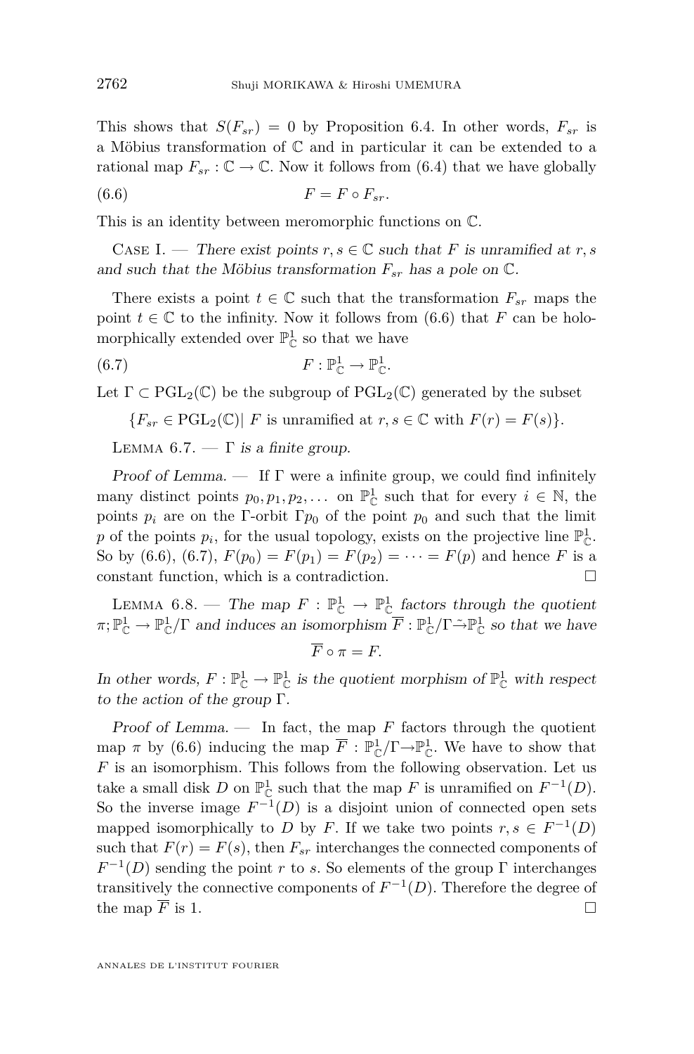This shows that $S(F_{sr}) = 0$ by Proposition 6.4. In other words, $F_{sr}$ is a Möbius transformation of $\mathbb{C}$ and in particular it can be extended to a rational map $F_{sr} : \mathbb{C} \to \mathbb{C}$. Now it follows from (6.4) that we have globally

$$F = F \circ F_{sr}. \tag{6.6}$$

This is an identity between meromorphic functions on $\mathbb{C}$.

Case I. — *There exist points $r, s \in \mathbb{C}$ such that $F$ is unramified at $r, s$ and such that the Möbius transformation $F_{sr}$ has a pole on $\mathbb{C}$.*

There exists a point $t \in \mathbb{C}$ such that the transformation $F_{sr}$ maps the point $t \in \mathbb{C}$ to the infinity. Now it follows from (6.6) that $F$ can be holomorphically extended over $\mathbb{P}^1_{\mathbb{C}}$ so that we have

$$F : \mathbb{P}^1_{\mathbb{C}} \to \mathbb{P}^1_{\mathbb{C}}. \tag{6.7}$$

Let $\Gamma \subset \mathrm{PGL}_2(\mathbb{C})$ be the subgroup of $\mathrm{PGL}_2(\mathbb{C})$ generated by the subset

$$\{F_{sr} \in \mathrm{PGL}_2(\mathbb{C}) |\ F \text{ is unramified at } r, s \in \mathbb{C} \text{ with } F(r) = F(s)\}.$$

Lemma 6.7. — *$\Gamma$ is a finite group.*

*Proof of Lemma.* — If $\Gamma$ were a infinite group, we could find infinitely many distinct points $p_0, p_1, p_2, \ldots$ on $\mathbb{P}^1_{\mathbb{C}}$ such that for every $i \in \mathbb{N}$, the points $p_i$ are on the $\Gamma$-orbit $\Gamma p_0$ of the point $p_0$ and such that the limit $p$ of the points $p_i$, for the usual topology, exists on the projective line $\mathbb{P}^1_{\mathbb{C}}$. So by (6.6), (6.7), $F(p_0) = F(p_1) = F(p_2) = \cdots = F(p)$ and hence $F$ is a constant function, which is a contradiction. $\square$

Lemma 6.8. — *The map $F : \mathbb{P}^1_{\mathbb{C}} \to \mathbb{P}^1_{\mathbb{C}}$ factors through the quotient $\pi; \mathbb{P}^1_{\mathbb{C}} \to \mathbb{P}^1_{\mathbb{C}}/\Gamma$ and induces an isomorphism $\overline{F} : \mathbb{P}^1_{\mathbb{C}}/\Gamma \tilde{\to} \mathbb{P}^1_{\mathbb{C}}$ so that we have*

$$\overline{F} \circ \pi = F.$$

*In other words, $F : \mathbb{P}^1_{\mathbb{C}} \to \mathbb{P}^1_{\mathbb{C}}$ is the quotient morphism of $\mathbb{P}^1_{\mathbb{C}}$ with respect to the action of the group $\Gamma$.*

*Proof of Lemma.* — In fact, the map $F$ factors through the quotient map $\pi$ by (6.6) inducing the map $\overline{F} : \mathbb{P}^1_{\mathbb{C}}/\Gamma \to \mathbb{P}^1_{\mathbb{C}}$. We have to show that $F$ is an isomorphism. This follows from the following observation. Let us take a small disk $D$ on $\mathbb{P}^1_{\mathbb{C}}$ such that the map $F$ is unramified on $F^{-1}(D)$. So the inverse image $F^{-1}(D)$ is a disjoint union of connected open sets mapped isomorphically to $D$ by $F$. If we take two points $r, s \in F^{-1}(D)$ such that $F(r) = F(s)$, then $F_{sr}$ interchanges the connected components of $F^{-1}(D)$ sending the point $r$ to $s$. So elements of the group $\Gamma$ interchanges transitively the connective components of $F^{-1}(D)$. Therefore the degree of the map $\overline{F}$ is 1. $\square$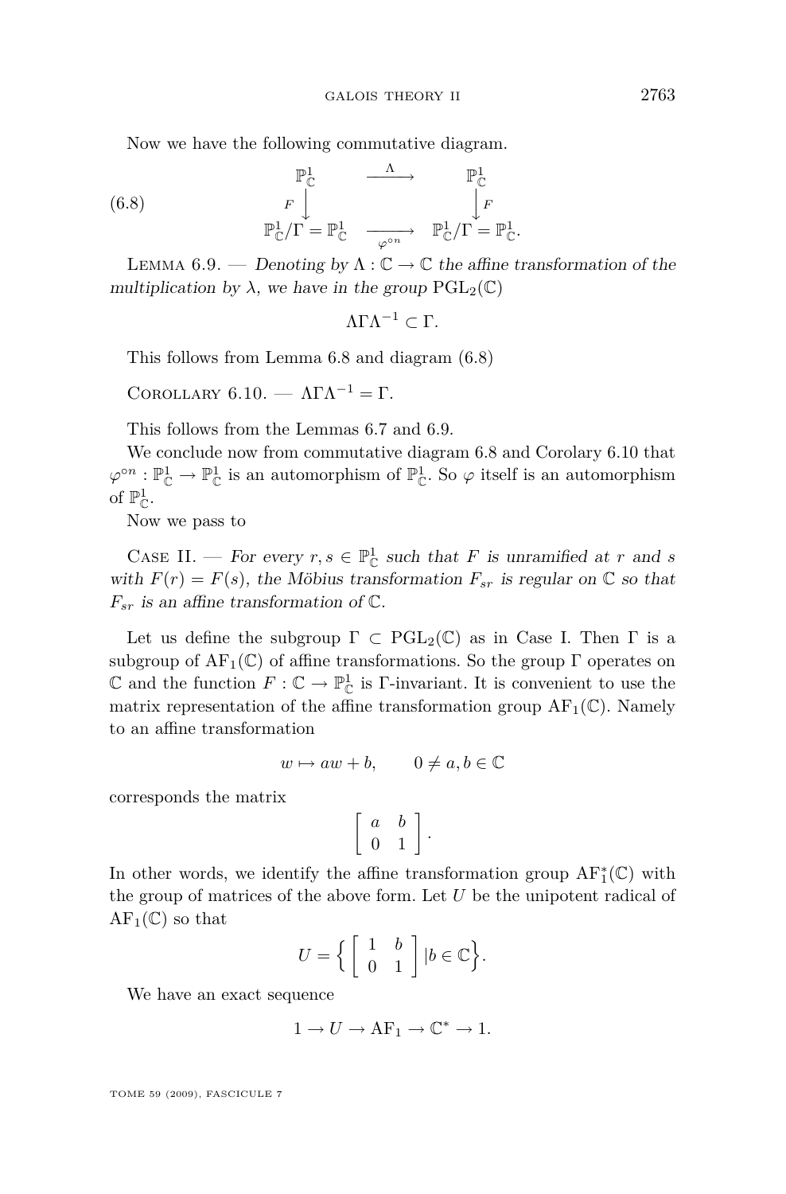Now we have the following commutative diagram.

$$
\begin{array}{ccc}
\mathbb{P}^1_{\mathbb{C}} & \xrightarrow{\Lambda} & \mathbb{P}^1_{\mathbb{C}} \\
F \downarrow & & \downarrow F \\
\mathbb{P}^1_{\mathbb{C}}/\Gamma = \mathbb{P}^1_{\mathbb{C}} & \xrightarrow[\varphi^{\circ n}]{} & \mathbb{P}^1_{\mathbb{C}}/\Gamma = \mathbb{P}^1_{\mathbb{C}}.
\end{array} \tag{6.8}
$$

Lemma 6.9. — *Denoting by $\Lambda : \mathbb{C} \to \mathbb{C}$ the affine transformation of the multiplication by $\lambda$, we have in the group $\mathrm{PGL}_2(\mathbb{C})$*

$$\Lambda \Gamma \Lambda^{-1} \subset \Gamma.$$

This follows from Lemma 6.8 and diagram (6.8)

Corollary 6.10. — $\Lambda \Gamma \Lambda^{-1} = \Gamma$.

This follows from the Lemmas 6.7 and 6.9.

We conclude now from commutative diagram 6.8 and Corolary 6.10 that $\varphi^{\circ n} : \mathbb{P}^1_{\mathbb{C}} \to \mathbb{P}^1_{\mathbb{C}}$ is an automorphism of $\mathbb{P}^1_{\mathbb{C}}$. So $\varphi$ itself is an automorphism of $\mathbb{P}^1_{\mathbb{C}}$.

Now we pass to

Case II. — *For every $r, s \in \mathbb{P}^1_{\mathbb{C}}$ such that $F$ is unramified at $r$ and $s$ with $F(r) = F(s)$, the Möbius transformation $F_{sr}$ is regular on $\mathbb{C}$ so that $F_{sr}$ is an affine transformation of $\mathbb{C}$.*

Let us define the subgroup $\Gamma \subset \mathrm{PGL}_2(\mathbb{C})$ as in Case I. Then $\Gamma$ is a subgroup of $\mathrm{AF}_1(\mathbb{C})$ of affine transformations. So the group $\Gamma$ operates on $\mathbb{C}$ and the function $F : \mathbb{C} \to \mathbb{P}^1_{\mathbb{C}}$ is $\Gamma$-invariant. It is convenient to use the matrix representation of the affine transformation group $\mathrm{AF}_1(\mathbb{C})$. Namely to an affine transformation

$$w \mapsto aw + b, \qquad 0 \neq a, b \in \mathbb{C}$$

corresponds the matrix

$$\begin{bmatrix} a & b \\ 0 & 1 \end{bmatrix}.$$

In other words, we identify the affine transformation group $\mathrm{AF}_1^*(\mathbb{C})$ with the group of matrices of the above form. Let $U$ be the unipotent radical of $\mathrm{AF}_1(\mathbb{C})$ so that

$$U = \left\{ \begin{bmatrix} 1 & b \\ 0 & 1 \end{bmatrix} | b \in \mathbb{C} \right\}.$$

We have an exact sequence

$$1 \to U \to \mathrm{AF}_1 \to \mathbb{C}^* \to 1.$$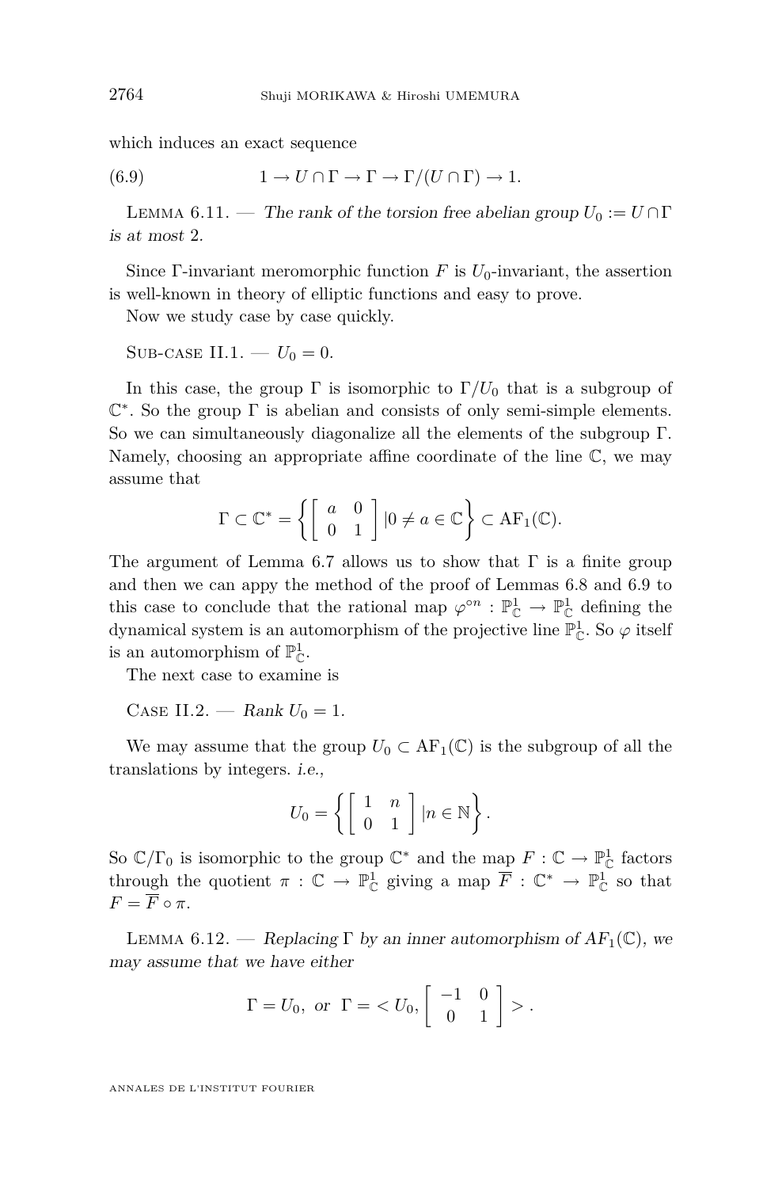which induces an exact sequence

$$1 \to U \cap \Gamma \to \Gamma \to \Gamma/(U \cap \Gamma) \to 1. \tag{6.9}$$

Lemma 6.11. — *The rank of the torsion free abelian group $U_0 := U \cap \Gamma$ is at most 2.*

Since $\Gamma$-invariant meromorphic function $F$ is $U_0$-invariant, the assertion is well-known in theory of elliptic functions and easy to prove.

Now we study case by case quickly.

Sub-case II.1. — $U_0 = 0$.

In this case, the group $\Gamma$ is isomorphic to $\Gamma/U_0$ that is a subgroup of $\mathbb{C}^*$. So the group $\Gamma$ is abelian and consists of only semi-simple elements. So we can simultaneously diagonalize all the elements of the subgroup $\Gamma$. Namely, choosing an appropriate affine coordinate of the line $\mathbb{C}$, we may assume that

$$\Gamma \subset \mathbb{C}^* = \left\{ \begin{bmatrix} a & 0 \\ 0 & 1 \end{bmatrix} | 0 \neq a \in \mathbb{C} \right\} \subset \mathrm{AF}_1(\mathbb{C}).$$

The argument of Lemma 6.7 allows us to show that $\Gamma$ is a finite group and then we can appy the method of the proof of Lemmas 6.8 and 6.9 to this case to conclude that the rational map $\varphi^{\circ n} : \mathbb{P}^1_{\mathbb{C}} \to \mathbb{P}^1_{\mathbb{C}}$ defining the dynamical system is an automorphism of the projective line $\mathbb{P}^1_{\mathbb{C}}$. So $\varphi$ itself is an automorphism of $\mathbb{P}^1_{\mathbb{C}}$.

The next case to examine is

Case II.2. — *Rank $U_0 = 1$.*

We may assume that the group $U_0 \subset \mathrm{AF}_1(\mathbb{C})$ is the subgroup of all the translations by integers. *i.e.*,

$$U_0 = \left\{ \begin{bmatrix} 1 & n \\ 0 & 1 \end{bmatrix} | n \in \mathbb{N} \right\}.$$

So $\mathbb{C}/\Gamma_0$ is isomorphic to the group $\mathbb{C}^*$ and the map $F : \mathbb{C} \to \mathbb{P}^1_{\mathbb{C}}$ factors through the quotient $\pi : \mathbb{C} \to \mathbb{P}^1_{\mathbb{C}}$ giving a map $\overline{F} : \mathbb{C}^* \to \mathbb{P}^1_{\mathbb{C}}$ so that $F = \overline{F} \circ \pi$.

Lemma 6.12. — *Replacing $\Gamma$ by an inner automorphism of $AF_1(\mathbb{C})$, we may assume that we have either*

$$\Gamma = U_0, \text{ or } \Gamma = < U_0, \begin{bmatrix} -1 & 0 \\ 0 & 1 \end{bmatrix} > .$$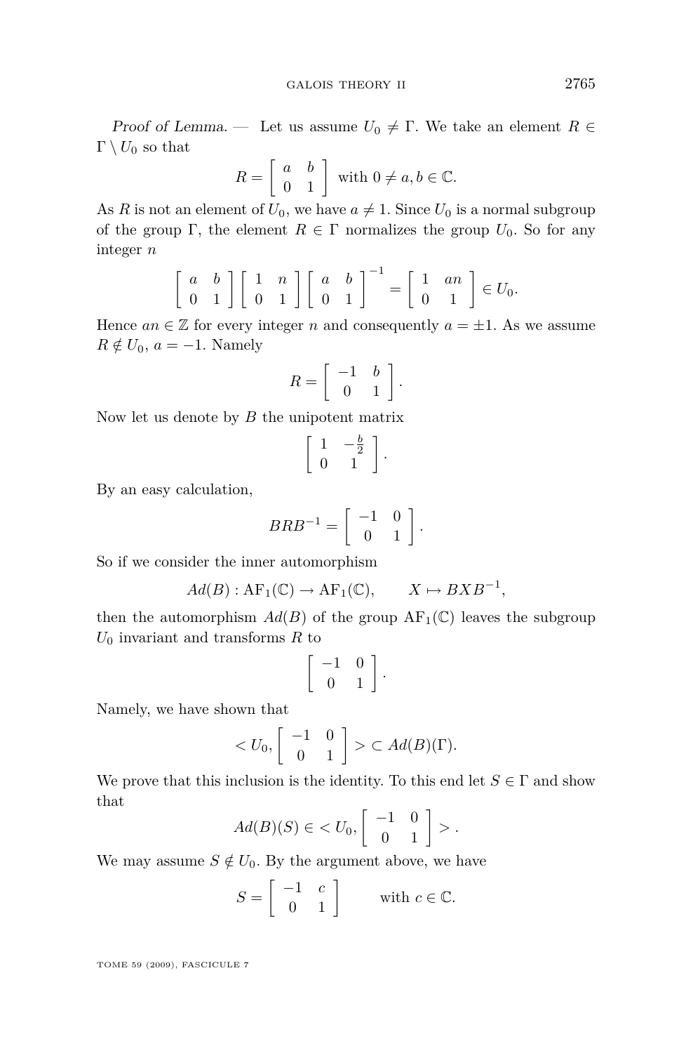*Proof of Lemma.* — Let us assume $U_0 \neq \Gamma$. We take an element $R \in \Gamma \setminus U_0$ so that

$$R = \begin{bmatrix} a & b \\ 0 & 1 \end{bmatrix} \text{ with } 0 \neq a, b \in \mathbb{C}.$$

As $R$ is not an element of $U_0$, we have $a \neq 1$. Since $U_0$ is a normal subgroup of the group $\Gamma$, the element $R \in \Gamma$ normalizes the group $U_0$. So for any integer $n$

$$\begin{bmatrix} a & b \\ 0 & 1 \end{bmatrix} \begin{bmatrix} 1 & n \\ 0 & 1 \end{bmatrix} \begin{bmatrix} a & b \\ 0 & 1 \end{bmatrix}^{-1} = \begin{bmatrix} 1 & an \\ 0 & 1 \end{bmatrix} \in U_0.$$

Hence $an \in \mathbb{Z}$ for every integer $n$ and consequently $a = \pm 1$. As we assume $R \notin U_0$, $a = -1$. Namely

$$R = \begin{bmatrix} -1 & b \\ 0 & 1 \end{bmatrix}.$$

Now let us denote by $B$ the unipotent matrix

$$\begin{bmatrix} 1 & -\frac{b}{2} \\ 0 & 1 \end{bmatrix}.$$

By an easy calculation,

$$BRB^{-1} = \begin{bmatrix} -1 & 0 \\ 0 & 1 \end{bmatrix}.$$

So if we consider the inner automorphism

$$Ad(B) : \mathrm{AF}_1(\mathbb{C}) \to \mathrm{AF}_1(\mathbb{C}), \qquad X \mapsto BXB^{-1},$$

then the automorphism $Ad(B)$ of the group $\mathrm{AF}_1(\mathbb{C})$ leaves the subgroup $U_0$ invariant and transforms $R$ to

$$\begin{bmatrix} -1 & 0 \\ 0 & 1 \end{bmatrix}.$$

Namely, we have shown that

$$< U_0, \begin{bmatrix} -1 & 0 \\ 0 & 1 \end{bmatrix} > \subset Ad(B)(\Gamma).$$

We prove that this inclusion is the identity. To this end let $S \in \Gamma$ and show that

$$Ad(B)(S) \in < U_0, \begin{bmatrix} -1 & 0 \\ 0 & 1 \end{bmatrix} > .$$

We may assume $S \notin U_0$. By the argument above, we have

$$S = \begin{bmatrix} -1 & c \\ 0 & 1 \end{bmatrix} \qquad \text{with } c \in \mathbb{C}.$$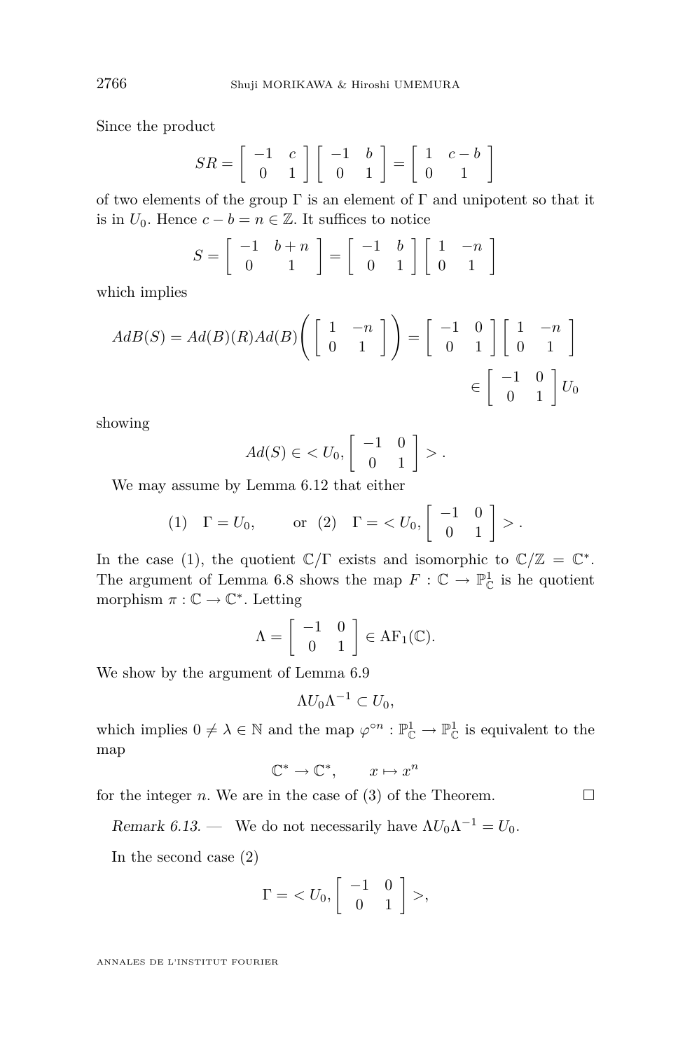Since the product

$$SR = \begin{bmatrix} -1 & c \\ 0 & 1 \end{bmatrix} \begin{bmatrix} -1 & b \\ 0 & 1 \end{bmatrix} = \begin{bmatrix} 1 & c-b \\ 0 & 1 \end{bmatrix}$$

of two elements of the group $\Gamma$ is an element of $\Gamma$ and unipotent so that it is in $U_0$. Hence $c - b = n \in \mathbb{Z}$. It suffices to notice

$$S = \begin{bmatrix} -1 & b+n \\ 0 & 1 \end{bmatrix} = \begin{bmatrix} -1 & b \\ 0 & 1 \end{bmatrix} \begin{bmatrix} 1 & -n \\ 0 & 1 \end{bmatrix}$$

which implies

$$AdB(S) = Ad(B)(R)Ad(B)\left( \begin{bmatrix} 1 & -n \\ 0 & 1 \end{bmatrix} \right) = \begin{bmatrix} -1 & 0 \\ 0 & 1 \end{bmatrix} \begin{bmatrix} 1 & -n \\ 0 & 1 \end{bmatrix} \in \begin{bmatrix} -1 & 0 \\ 0 & 1 \end{bmatrix} U_0$$

showing

$$Ad(S) \in < U_0, \begin{bmatrix} -1 & 0 \\ 0 & 1 \end{bmatrix} > .$$

We may assume by Lemma 6.12 that either

$$(1) \quad \Gamma = U_0, \qquad \text{or} \quad (2) \quad \Gamma = < U_0, \begin{bmatrix} -1 & 0 \\ 0 & 1 \end{bmatrix} > .$$

In the case (1), the quotient $\mathbb{C}/\Gamma$ exists and isomorphic to $\mathbb{C}/\mathbb{Z} = \mathbb{C}^*$. The argument of Lemma 6.8 shows the map $F : \mathbb{C} \to \mathbb{P}^1_{\mathbb{C}}$ is he quotient morphism $\pi : \mathbb{C} \to \mathbb{C}^*$. Letting

$$\Lambda = \begin{bmatrix} -1 & 0 \\ 0 & 1 \end{bmatrix} \in \mathrm{AF}_1(\mathbb{C}).$$

We show by the argument of Lemma 6.9

$$\Lambda U_0 \Lambda^{-1} \subset U_0,$$

which implies $0 \neq \lambda \in \mathbb{N}$ and the map $\varphi^{\circ n} : \mathbb{P}^1_{\mathbb{C}} \to \mathbb{P}^1_{\mathbb{C}}$ is equivalent to the map

$$\mathbb{C}^* \to \mathbb{C}^*, \qquad x \mapsto x^n$$

for the integer $n$. We are in the case of (3) of the Theorem. $\square$

*Remark 6.13.* — We do not necessarily have $\Lambda U_0 \Lambda^{-1} = U_0$.

In the second case (2)

$$\Gamma = < U_0, \begin{bmatrix} -1 & 0 \\ 0 & 1 \end{bmatrix} >,$$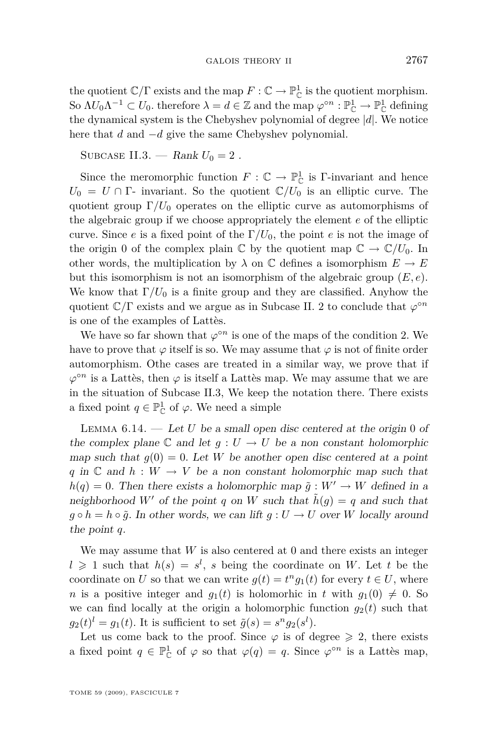the quotient $\mathbb{C}/\Gamma$ exists and the map $F : \mathbb{C} \to \mathbb{P}^1_{\mathbb{C}}$ is the quotient morphism. So $\Lambda U_0 \Lambda^{-1} \subset U_0$. therefore $\lambda = d \in \mathbb{Z}$ and the map $\varphi^{\circ n} : \mathbb{P}^1_{\mathbb{C}} \to \mathbb{P}^1_{\mathbb{C}}$ defining the dynamical system is the Chebyshev polynomial of degree $|d|$. We notice here that $d$ and $-d$ give the same Chebyshev polynomial.

Subcase II.3. — *Rank* $U_0 = 2$ .

Since the meromorphic function $F : \mathbb{C} \to \mathbb{P}^1_{\mathbb{C}}$ is $\Gamma$-invariant and hence $U_0 = U \cap \Gamma$- invariant. So the quotient $\mathbb{C}/U_0$ is an elliptic curve. The quotient group $\Gamma/U_0$ operates on the elliptic curve as automorphisms of the algebraic group if we choose appropriately the element $e$ of the elliptic curve. Since $e$ is a fixed point of the $\Gamma/U_0$, the point $e$ is not the image of the origin 0 of the complex plain $\mathbb{C}$ by the quotient map $\mathbb{C} \to \mathbb{C}/U_0$. In other words, the multiplication by $\lambda$ on $\mathbb{C}$ defines a isomorphism $E \to E$ but this isomorphism is not an isomorphism of the algebraic group $(E, e)$. We know that $\Gamma/U_0$ is a finite group and they are classified. Anyhow the quotient $\mathbb{C}/\Gamma$ exists and we argue as in Subcase II. 2 to conclude that $\varphi^{\circ n}$ is one of the examples of Lattès.

We have so far shown that $\varphi^{\circ n}$ is one of the maps of the condition 2. We have to prove that $\varphi$ itself is so. We may assume that $\varphi$ is not of finite order automorphism. Othe cases are treated in a similar way, we prove that if $\varphi^{\circ n}$ is a Lattès, then $\varphi$ is itself a Lattès map. We may assume that we are in the situation of Subcase II.3, We keep the notation there. There exists a fixed point $q \in \mathbb{P}^1_{\mathbb{C}}$ of $\varphi$. We need a simple

Lemma 6.14. — *Let $U$ be a small open disc centered at the origin 0 of the complex plane $\mathbb{C}$ and let $g : U \to U$ be a non constant holomorphic map such that $g(0) = 0$. Let $W$ be another open disc centered at a point $q$ in $\mathbb{C}$ and $h : W \to V$ be a non constant holomorphic map such that $h(q) = 0$. Then there exists a holomorphic map $\tilde{g} : W' \to W$ defined in a neighborhood $W'$ of the point $q$ on $W$ such that $\tilde{h}(g) = q$ and such that $g \circ h = h \circ \tilde{g}$. In other words, we can lift $g : U \to U$ over $W$ locally around the point $q$.*

We may assume that $W$ is also centered at 0 and there exists an integer $l \geqslant 1$ such that $h(s) = s^l$, $s$ being the coordinate on $W$. Let $t$ be the coordinate on $U$ so that we can write $g(t) = t^n g_1(t)$ for every $t \in U$, where $n$ is a positive integer and $g_1(t)$ is holomorhic in $t$ with $g_1(0) \neq 0$. So we can find locally at the origin a holomorphic function $g_2(t)$ such that $g_2(t)^l = g_1(t)$. It is sufficient to set $\tilde{g}(s) = s^n g_2(s^l)$.

Let us come back to the proof. Since $\varphi$ is of degree $\geqslant 2$, there exists a fixed point $q \in \mathbb{P}^1_{\mathbb{C}}$ of $\varphi$ so that $\varphi(q) = q$. Since $\varphi^{\circ n}$ is a Lattès map,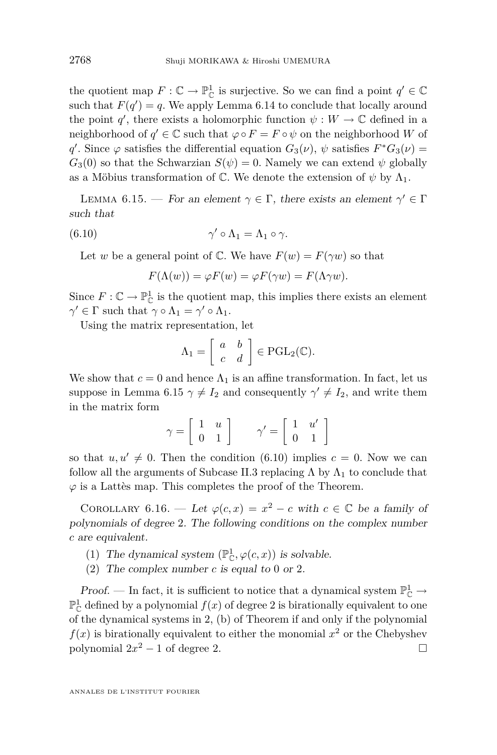the quotient map $F : \mathbb{C} \to \mathbb{P}^1_{\mathbb{C}}$ is surjective. So we can find a point $q' \in \mathbb{C}$ such that $F(q') = q$. We apply Lemma 6.14 to conclude that locally around the point $q'$, there exists a holomorphic function $\psi : W \to \mathbb{C}$ defined in a neighborhood of $q' \in \mathbb{C}$ such that $\varphi \circ F = F \circ \psi$ on the neighborhood $W$ of $q'$. Since $\varphi$ satisfies the differential equation $G_3(\nu)$, $\psi$ satisfies $F^*G_3(\nu) = G_3(0)$ so that the Schwarzian $S(\psi) = 0$. Namely we can extend $\psi$ globally as a Möbius transformation of $\mathbb{C}$. We denote the extension of $\psi$ by $\Lambda_1$.

Lemma 6.15. — *For an element $\gamma \in \Gamma$, there exists an element $\gamma' \in \Gamma$ such that*

$$\gamma' \circ \Lambda_1 = \Lambda_1 \circ \gamma. \tag{6.10}$$

Let $w$ be a general point of $\mathbb{C}$. We have $F(w) = F(\gamma w)$ so that

$$F(\Lambda(w)) = \varphi F(w) = \varphi F(\gamma w) = F(\Lambda \gamma w).$$

Since $F : \mathbb{C} \to \mathbb{P}^1_{\mathbb{C}}$ is the quotient map, this implies there exists an element $\gamma' \in \Gamma$ such that $\gamma \circ \Lambda_1 = \gamma' \circ \Lambda_1$.

Using the matrix representation, let

$$\Lambda_1 = \begin{bmatrix} a & b \\ c & d \end{bmatrix} \in \mathrm{PGL}_2(\mathbb{C}).$$

We show that $c = 0$ and hence $\Lambda_1$ is an affine transformation. In fact, let us suppose in Lemma 6.15 $\gamma \neq I_2$ and consequently $\gamma' \neq I_2$, and write them in the matrix form

$$\gamma = \begin{bmatrix} 1 & u \\ 0 & 1 \end{bmatrix} \qquad \gamma' = \begin{bmatrix} 1 & u' \\ 0 & 1 \end{bmatrix}$$

so that $u, u' \neq 0$. Then the condition (6.10) implies $c = 0$. Now we can follow all the arguments of Subcase II.3 replacing $\Lambda$ by $\Lambda_1$ to conclude that $\varphi$ is a Lattès map. This completes the proof of the Theorem.

Corollary 6.16. — *Let $\varphi(c, x) = x^2 - c$ with $c \in \mathbb{C}$ be a family of polynomials of degree 2. The following conditions on the complex number $c$ are equivalent.*

1. *The dynamical system $(\mathbb{P}^1_{\mathbb{C}}, \varphi(c, x))$ is solvable.*
2. *The complex number $c$ is equal to 0 or 2.*

*Proof.* — In fact, it is sufficient to notice that a dynamical system $\mathbb{P}^1_{\mathbb{C}} \to \mathbb{P}^1_{\mathbb{C}}$ defined by a polynomial $f(x)$ of degree 2 is birationally equivalent to one of the dynamical systems in 2, (b) of Theorem if and only if the polynomial $f(x)$ is birationally equivalent to either the monomial $x^2$ or the Chebyshev polynomial $2x^2 - 1$ of degree 2. □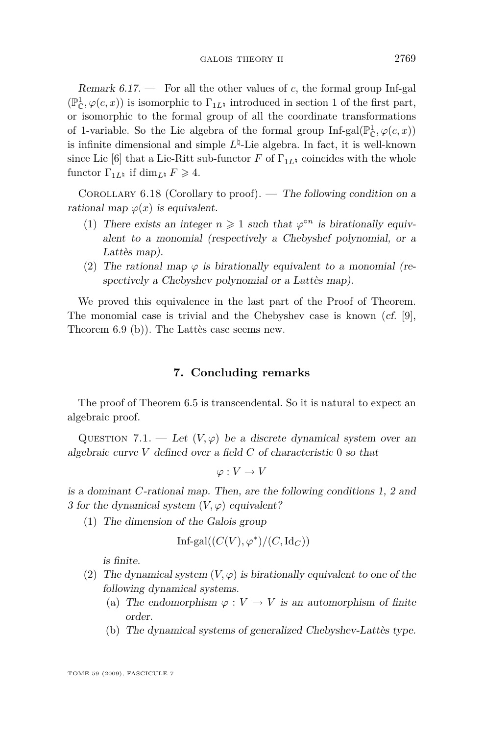*Remark 6.17.* — For all the other values of $c$, the formal group Inf-gal $(\mathbb{P}^1_{\mathbb{C}}, \varphi(c,x))$ is isomorphic to $\Gamma_{1L^\natural}$ introduced in section 1 of the first part, or isomorphic to the formal group of all the coordinate transformations of 1-variable. So the Lie algebra of the formal group Inf-gal$(\mathbb{P}^1_{\mathbb{C}}, \varphi(c,x))$ is infinite dimensional and simple $L^\natural$-Lie algebra. In fact, it is well-known since Lie [6] that a Lie-Ritt sub-functor $F$ of $\Gamma_{1L^\natural}$ coincides with the whole functor $\Gamma_{1L^\natural}$ if $\dim_{L^\natural} F \geqslant 4$.

Corollary 6.18 (Corollary to proof). — *The following condition on a rational map $\varphi(x)$ is equivalent.*

1. *There exists an integer $n \geqslant 1$ such that $\varphi^{\circ n}$ is birationally equivalent to a monomial (respectively a Chebyshef polynomial, or a Lattès map).*
2. *The rational map $\varphi$ is birationally equivalent to a monomial (respectively a Chebyshev polynomial or a Lattès map).*

We proved this equivalence in the last part of the Proof of Theorem. The monomial case is trivial and the Chebyshev case is known (*cf.* [9], Theorem 6.9 (b)). The Lattès case seems new.

## 7. Concluding remarks

The proof of Theorem 6.5 is transcendental. So it is natural to expect an algebraic proof.

Question 7.1. — *Let $(V, \varphi)$ be a discrete dynamical system over an algebraic curve $V$ defined over a field $C$ of characteristic 0 so that*

$$\varphi : V \to V$$

*is a dominant $C$-rational map. Then, are the following conditions 1, 2 and 3 for the dynamical system $(V, \varphi)$ equivalent?*

1. *The dimension of the Galois group*

   $$\text{Inf-gal}((C(V), \varphi^*)/(C, \mathrm{Id}_C))$$

   *is finite.*
2. *The dynamical system $(V, \varphi)$ is birationally equivalent to one of the following dynamical systems.*
   - (a) *The endomorphism $\varphi : V \to V$ is an automorphism of finite order.*
   - (b) *The dynamical systems of generalized Chebyshev-Lattès type.*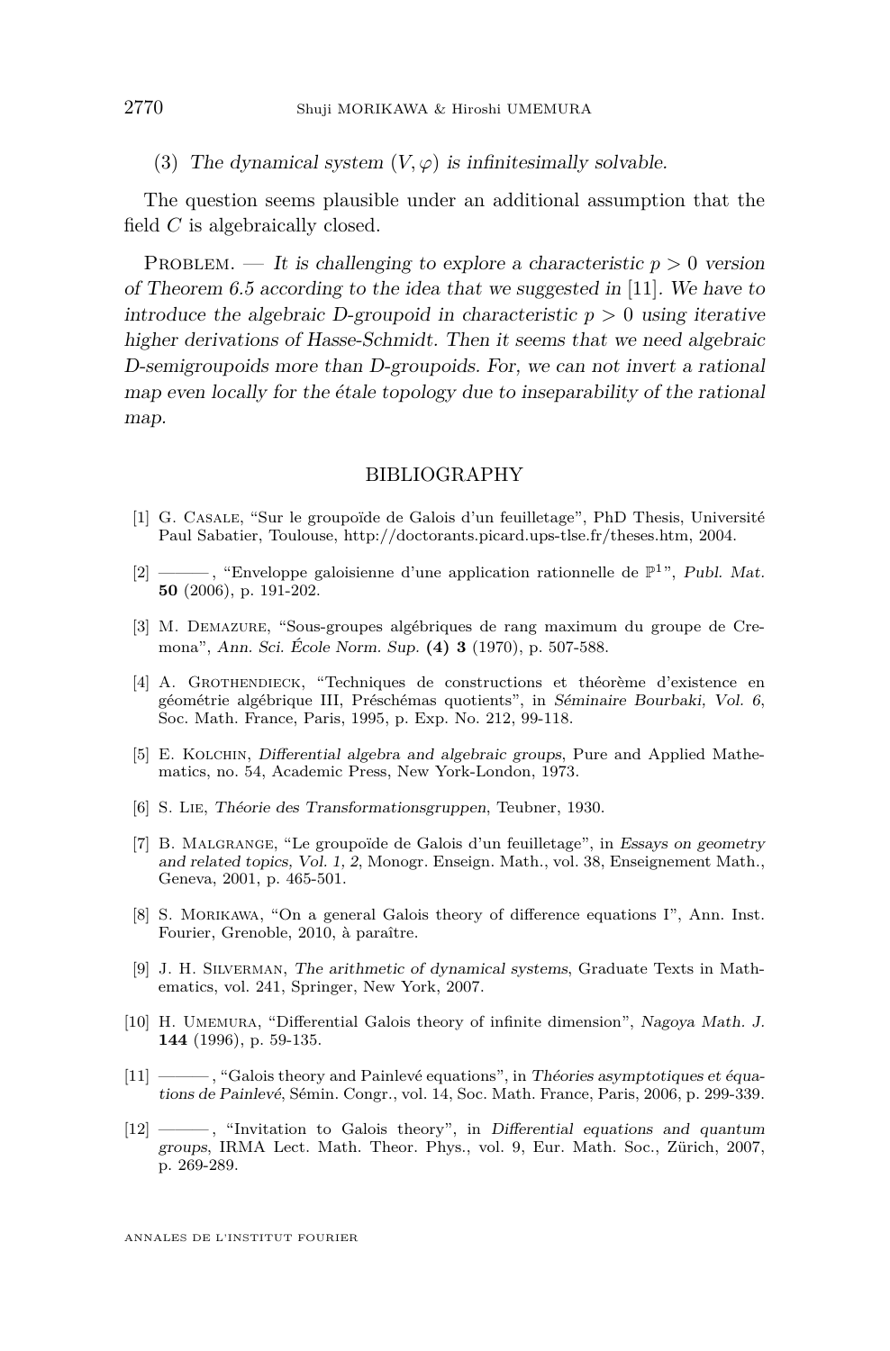(3) *The dynamical system $(V, \varphi)$ is infinitesimally solvable.*

The question seems plausible under an additional assumption that the field $C$ is algebraically closed.

Problem. — *It is challenging to explore a characteristic $p > 0$ version of Theorem 6.5 according to the idea that we suggested in* [11]. *We have to introduce the algebraic D-groupoid in characteristic $p > 0$ using iterative higher derivations of Hasse-Schmidt. Then it seems that we need algebraic D-semigroupoids more than D-groupoids. For, we can not invert a rational map even locally for the étale topology due to inseparability of the rational map.*

## BIBLIOGRAPHY

[1] G. Casale, "Sur le groupoïde de Galois d'un feuilletage", PhD Thesis, Université Paul Sabatier, Toulouse, http://doctorants.picard.ups-tlse.fr/theses.htm, 2004.

[2] ———, "Enveloppe galoisienne d'une application rationnelle de $\mathbb{P}^1$", *Publ. Mat.* **50** (2006), p. 191-202.

[3] M. Demazure, "Sous-groupes algébriques de rang maximum du groupe de Cremona", *Ann. Sci. École Norm. Sup.* **(4) 3** (1970), p. 507-588.

[4] A. Grothendieck, "Techniques de constructions et théorème d'existence en géométrie algébrique III, Préschémas quotients", in *Séminaire Bourbaki, Vol. 6*, Soc. Math. France, Paris, 1995, p. Exp. No. 212, 99-118.

[5] E. Kolchin, *Differential algebra and algebraic groups*, Pure and Applied Mathematics, no. 54, Academic Press, New York-London, 1973.

[6] S. Lie, *Théorie des Transformationsgruppen*, Teubner, 1930.

[7] B. Malgrange, "Le groupoïde de Galois d'un feuilletage", in *Essays on geometry and related topics, Vol. 1, 2*, Monogr. Enseign. Math., vol. 38, Enseignement Math., Geneva, 2001, p. 465-501.

[8] S. Morikawa, "On a general Galois theory of difference equations I", Ann. Inst. Fourier, Grenoble, 2010, à paraître.

[9] J. H. Silverman, *The arithmetic of dynamical systems*, Graduate Texts in Mathematics, vol. 241, Springer, New York, 2007.

[10] H. Umemura, "Differential Galois theory of infinite dimension", *Nagoya Math. J.* **144** (1996), p. 59-135.

[11] ———, "Galois theory and Painlevé equations", in *Théories asymptotiques et équations de Painlevé*, Sémin. Congr., vol. 14, Soc. Math. France, Paris, 2006, p. 299-339.

[12] ———, "Invitation to Galois theory", in *Differential equations and quantum groups*, IRMA Lect. Math. Theor. Phys., vol. 9, Eur. Math. Soc., Zürich, 2007, p. 269-289.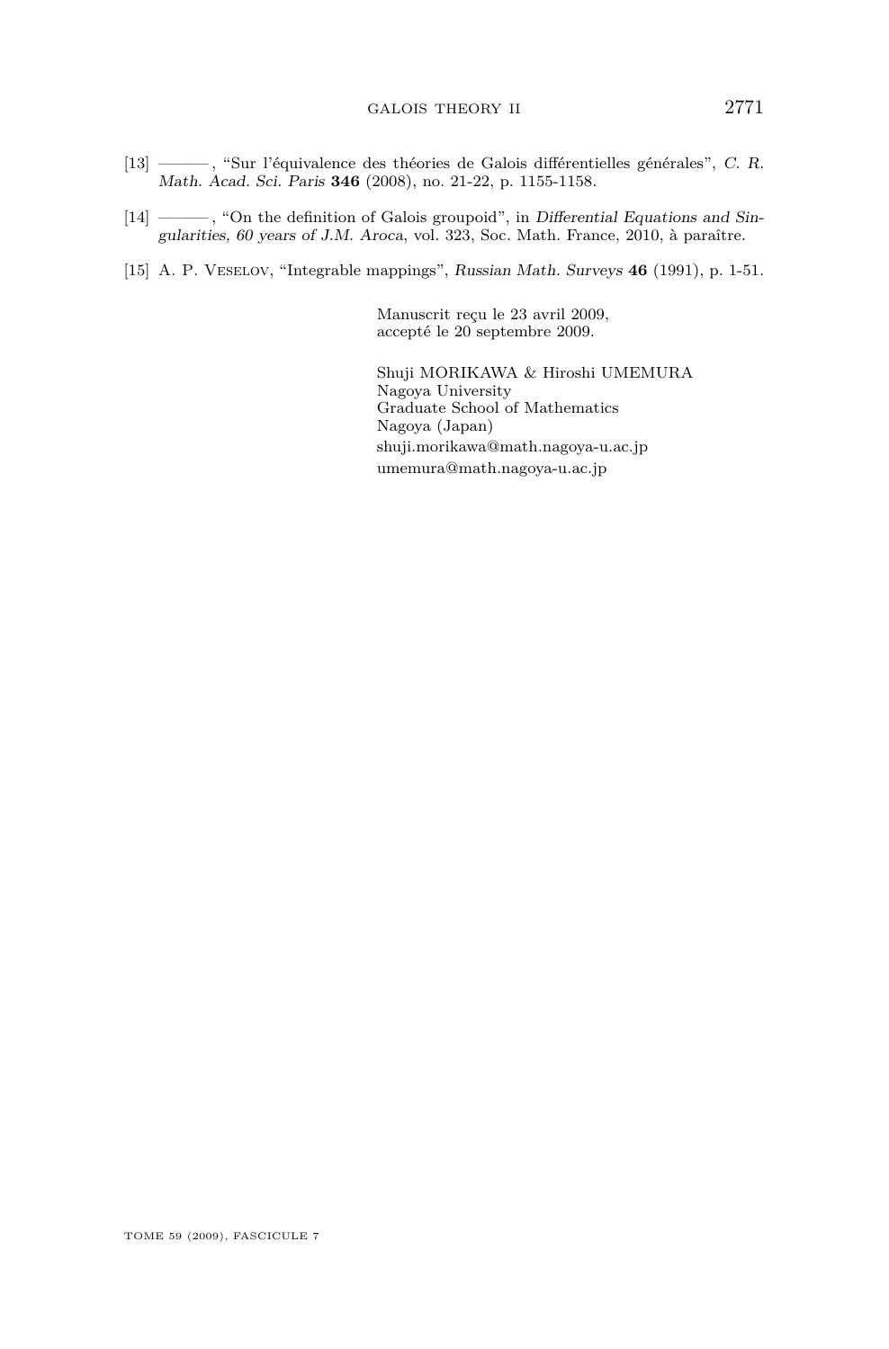[13] ———, “Sur l’équivalence des théories de Galois différentielles générales”, *C. R. Math. Acad. Sci. Paris* **346** (2008), no. 21-22, p. 1155-1158.

[14] ———, “On the definition of Galois groupoid”, in *Differential Equations and Singularities, 60 years of J.M. Aroca*, vol. 323, Soc. Math. France, 2010, à paraître.

[15] A. P. Veselov, “Integrable mappings”, *Russian Math. Surveys* **46** (1991), p. 1-51.

Manuscrit reçu le 23 avril 2009,
accepté le 20 septembre 2009.

Shuji MORIKAWA & Hiroshi UMEMURA
Nagoya University
Graduate School of Mathematics
Nagoya (Japan)
shuji.morikawa@math.nagoya-u.ac.jp
umemura@math.nagoya-u.ac.jp